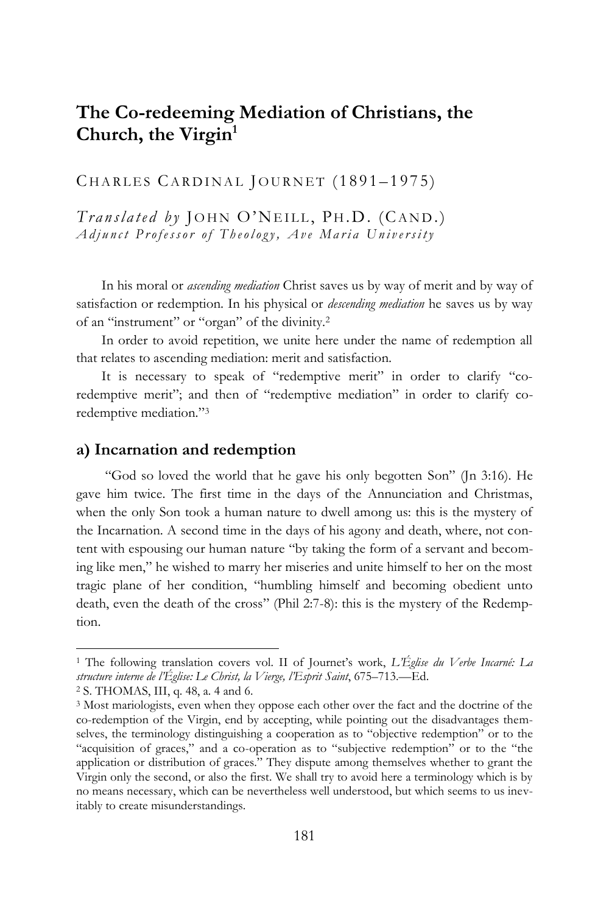# The Co-redeeming Mediation of Christians, the Church, the Virgin[1]

CHARLES CARDINAL JOURNET (1891–1975)

*Translated by* JOHN O'NEILL, PH.D. (CAND.)
*Adjunct Professor of Theology, Ave Maria University*

In his moral or *ascending mediation* Christ saves us by way of merit and by way of satisfaction or redemption. In his physical or *descending mediation* he saves us by way of an "instrument" or "organ" of the divinity.[2]

In order to avoid repetition, we unite here under the name of redemption all that relates to ascending mediation: merit and satisfaction.

It is necessary to speak of "redemptive merit" in order to clarify "co-redemptive merit"; and then of "redemptive mediation" in order to clarify co-redemptive mediation."[3]

## a) Incarnation and redemption

"God so loved the world that he gave his only begotten Son" (Jn 3:16). He gave him twice. The first time in the days of the Annunciation and Christmas, when the only Son took a human nature to dwell among us: this is the mystery of the Incarnation. A second time in the days of his agony and death, where, not content with espousing our human nature "by taking the form of a servant and becoming like men," he wished to marry her miseries and unite himself to her on the most tragic plane of her condition, "humbling himself and becoming obedient unto death, even the death of the cross" (Phil 2:7-8): this is the mystery of the Redemption.

---

[1] The following translation covers vol. II of Journet's work, *L'Église du Verbe Incarné: La structure interne de l'Église: Le Christ, la Vierge, l'Esprit Saint*, 675–713.—Ed.

[2] S. THOMAS, III, q. 48, a. 4 and 6.

[3] Most mariologists, even when they oppose each other over the fact and the doctrine of the co-redemption of the Virgin, end by accepting, while pointing out the disadvantages themselves, the terminology distinguishing a cooperation as to "objective redemption" or to the "acquisition of graces," and a co-operation as to "subjective redemption" or to the "the application or distribution of graces." They dispute among themselves whether to grant the Virgin only the second, or also the first. We shall try to avoid here a terminology which is by no means necessary, which can be nevertheless well understood, but which seems to us inevitably to create misunderstandings.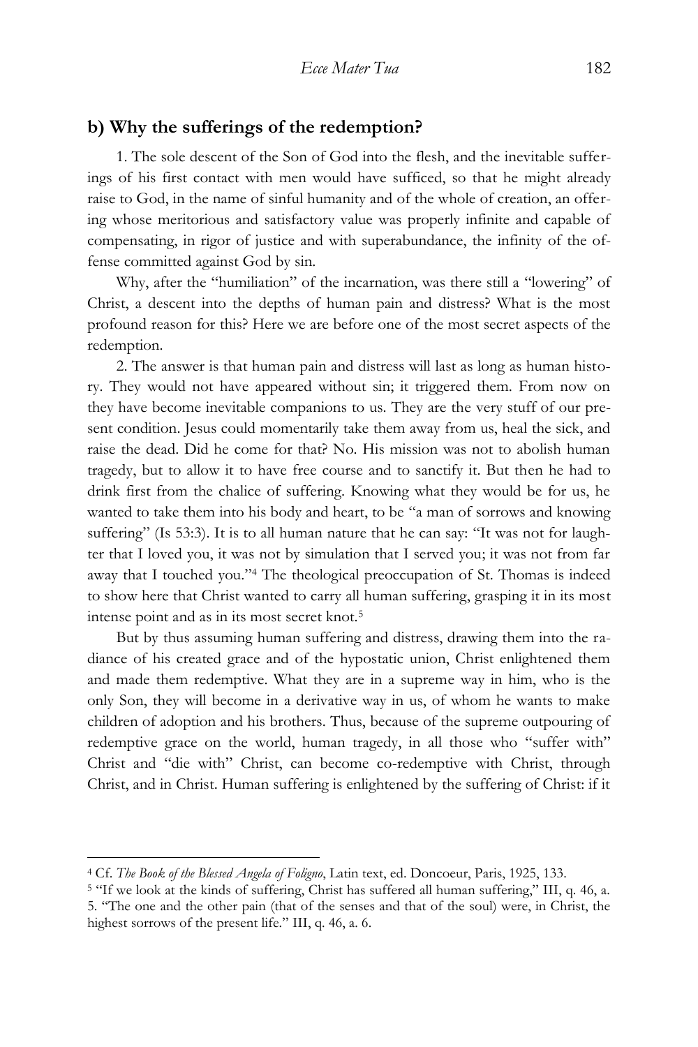## b) Why the sufferings of the redemption?

1. The sole descent of the Son of God into the flesh, and the inevitable sufferings of his first contact with men would have sufficed, so that he might already raise to God, in the name of sinful humanity and of the whole of creation, an offering whose meritorious and satisfactory value was properly infinite and capable of compensating, in rigor of justice and with superabundance, the infinity of the offense committed against God by sin.

Why, after the "humiliation" of the incarnation, was there still a "lowering" of Christ, a descent into the depths of human pain and distress? What is the most profound reason for this? Here we are before one of the most secret aspects of the redemption.

2. The answer is that human pain and distress will last as long as human history. They would not have appeared without sin; it triggered them. From now on they have become inevitable companions to us. They are the very stuff of our present condition. Jesus could momentarily take them away from us, heal the sick, and raise the dead. Did he come for that? No. His mission was not to abolish human tragedy, but to allow it to have free course and to sanctify it. But then he had to drink first from the chalice of suffering. Knowing what they would be for us, he wanted to take them into his body and heart, to be "a man of sorrows and knowing suffering" (Is 53:3). It is to all human nature that he can say: "It was not for laughter that I loved you, it was not by simulation that I served you; it was not from far away that I touched you."[4] The theological preoccupation of St. Thomas is indeed to show here that Christ wanted to carry all human suffering, grasping it in its most intense point and as in its most secret knot.[5]

But by thus assuming human suffering and distress, drawing them into the radiance of his created grace and of the hypostatic union, Christ enlightened them and made them redemptive. What they are in a supreme way in him, who is the only Son, they will become in a derivative way in us, of whom he wants to make children of adoption and his brothers. Thus, because of the supreme outpouring of redemptive grace on the world, human tragedy, in all those who "suffer with" Christ and "die with" Christ, can become co-redemptive with Christ, through Christ, and in Christ. Human suffering is enlightened by the suffering of Christ: if it

---

[4] Cf. *The Book of the Blessed Angela of Foligno*, Latin text, ed. Doncoeur, Paris, 1925, 133.

[5] "If we look at the kinds of suffering, Christ has suffered all human suffering," III, q. 46, a. 5. "The one and the other pain (that of the senses and that of the soul) were, in Christ, the highest sorrows of the present life." III, q. 46, a. 6.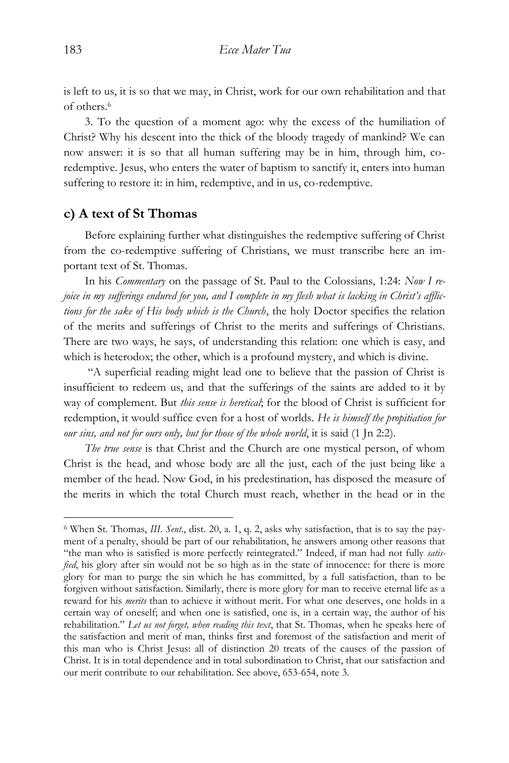is left to us, it is so that we may, in Christ, work for our own rehabilitation and that of others.[6]

3. To the question of a moment ago: why the excess of the humiliation of Christ? Why his descent into the thick of the bloody tragedy of mankind? We can now answer: it is so that all human suffering may be in him, through him, co-redemptive. Jesus, who enters the water of baptism to sanctify it, enters into human suffering to restore it: in him, redemptive, and in us, co-redemptive.

### c) A text of St Thomas

Before explaining further what distinguishes the redemptive suffering of Christ from the co-redemptive suffering of Christians, we must transcribe here an important text of St. Thomas.

In his *Commentary* on the passage of St. Paul to the Colossians, 1:24: *Now I rejoice in my sufferings endured for you, and I complete in my flesh what is lacking in Christ's afflictions for the sake of His body which is the Church*, the holy Doctor specifies the relation of the merits and sufferings of Christ to the merits and sufferings of Christians. There are two ways, he says, of understanding this relation: one which is easy, and which is heterodox; the other, which is a profound mystery, and which is divine.

"A superficial reading might lead one to believe that the passion of Christ is insufficient to redeem us, and that the sufferings of the saints are added to it by way of complement. But *this sense is heretical*; for the blood of Christ is sufficient for redemption, it would suffice even for a host of worlds. *He is himself the propitiation for our sins, and not for ours only, but for those of the whole world*, it is said (1 Jn 2:2).

*The true sense* is that Christ and the Church are one mystical person, of whom Christ is the head, and whose body are all the just, each of the just being like a member of the head. Now God, in his predestination, has disposed the measure of the merits in which the total Church must reach, whether in the head or in the

---

[6] When St. Thomas, *III. Sent.*, dist. 20, a. 1, q. 2, asks why satisfaction, that is to say the payment of a penalty, should be part of our rehabilitation, he answers among other reasons that "the man who is satisfied is more perfectly reintegrated." Indeed, if man had not fully *satisfied*, his glory after sin would not be so high as in the state of innocence: for there is more glory for man to purge the sin which he has committed, by a full satisfaction, than to be forgiven without satisfaction. Similarly, there is more glory for man to receive eternal life as a reward for his *merits* than to achieve it without merit. For what one deserves, one holds in a certain way of oneself; and when one is satisfied, one is, in a certain way, the author of his rehabilitation." *Let us not forget, when reading this text*, that St. Thomas, when he speaks here of the satisfaction and merit of man, thinks first and foremost of the satisfaction and merit of this man who is Christ Jesus: all of distinction 20 treats of the causes of the passion of Christ. It is in total dependence and in total subordination to Christ, that our satisfaction and our merit contribute to our rehabilitation. See above, 653-654, note 3.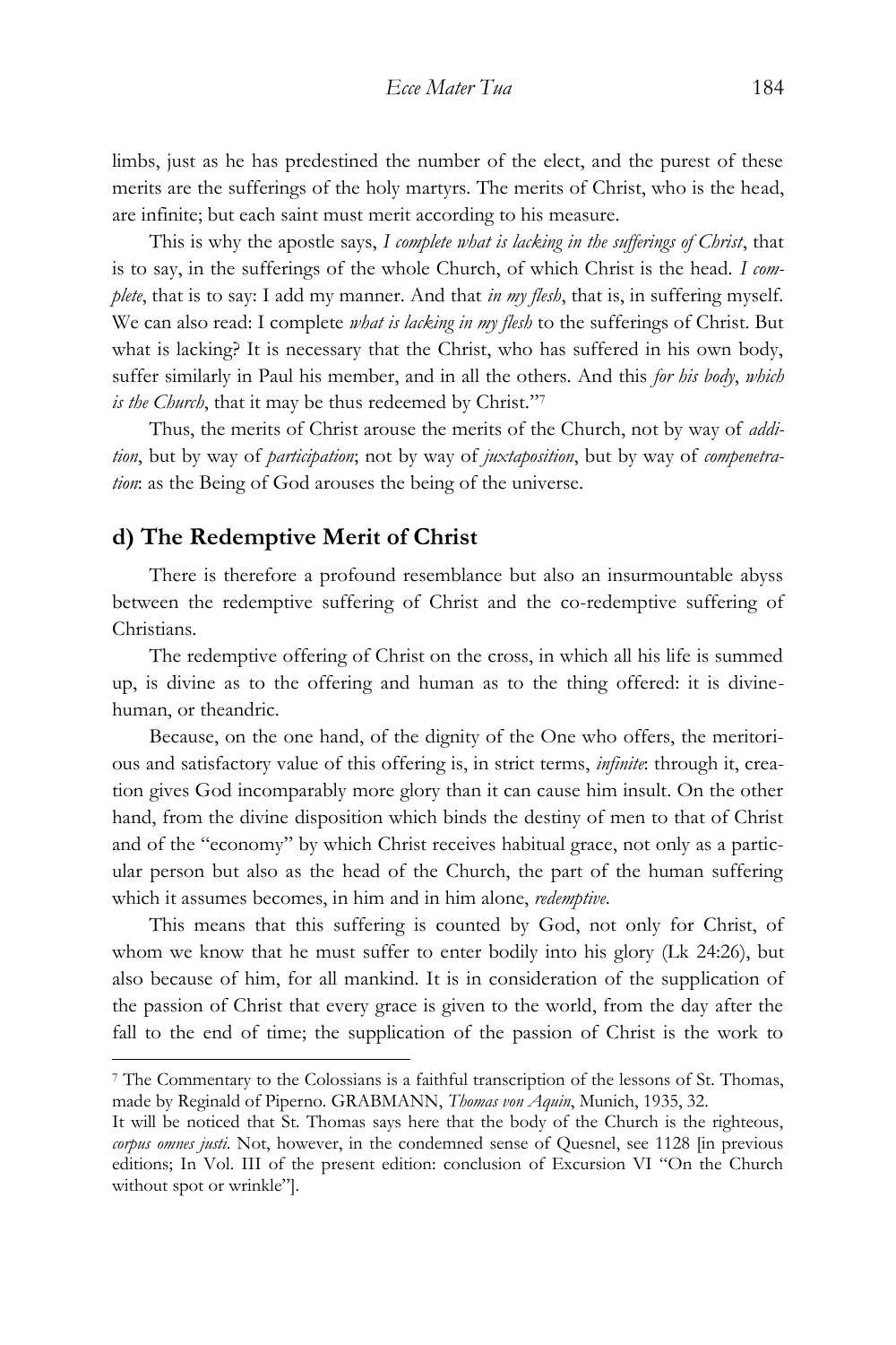limbs, just as he has predestined the number of the elect, and the purest of these merits are the sufferings of the holy martyrs. The merits of Christ, who is the head, are infinite; but each saint must merit according to his measure.

This is why the apostle says, *I complete what is lacking in the sufferings of Christ*, that is to say, in the sufferings of the whole Church, of which Christ is the head. *I complete*, that is to say: I add my manner. And that *in my flesh*, that is, in suffering myself. We can also read: I complete *what is lacking in my flesh* to the sufferings of Christ. But what is lacking? It is necessary that the Christ, who has suffered in his own body, suffer similarly in Paul his member, and in all the others. And this *for his body*, *which is the Church*, that it may be thus redeemed by Christ."[7]

Thus, the merits of Christ arouse the merits of the Church, not by way of *addition*, but by way of *participation*; not by way of *juxtaposition*, but by way of *compenetration*: as the Being of God arouses the being of the universe.

## d) The Redemptive Merit of Christ

There is therefore a profound resemblance but also an insurmountable abyss between the redemptive suffering of Christ and the co-redemptive suffering of Christians.

The redemptive offering of Christ on the cross, in which all his life is summed up, is divine as to the offering and human as to the thing offered: it is divine-human, or theandric.

Because, on the one hand, of the dignity of the One who offers, the meritorious and satisfactory value of this offering is, in strict terms, *infinite*: through it, creation gives God incomparably more glory than it can cause him insult. On the other hand, from the divine disposition which binds the destiny of men to that of Christ and of the "economy" by which Christ receives habitual grace, not only as a particular person but also as the head of the Church, the part of the human suffering which it assumes becomes, in him and in him alone, *redemptive*.

This means that this suffering is counted by God, not only for Christ, of whom we know that he must suffer to enter bodily into his glory (Lk 24:26), but also because of him, for all mankind. It is in consideration of the supplication of the passion of Christ that every grace is given to the world, from the day after the fall to the end of time; the supplication of the passion of Christ is the work to

---

[7] The Commentary to the Colossians is a faithful transcription of the lessons of St. Thomas, made by Reginald of Piperno. GRABMANN, *Thomas von Aquin*, Munich, 1935, 32.

It will be noticed that St. Thomas says here that the body of the Church is the righteous, *corpus omnes justi*. Not, however, in the condemned sense of Quesnel, see 1128 [in previous editions; In Vol. III of the present edition: conclusion of Excursion VI "On the Church without spot or wrinkle"].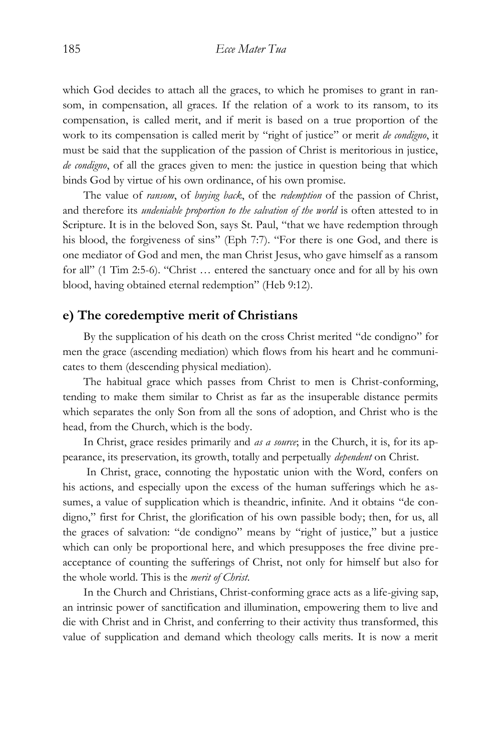which God decides to attach all the graces, to which he promises to grant in ransom, in compensation, all graces. If the relation of a work to its ransom, to its compensation, is called merit, and if merit is based on a true proportion of the work to its compensation is called merit by "right of justice" or merit *de condigno*, it must be said that the supplication of the passion of Christ is meritorious in justice, *de condigno*, of all the graces given to men: the justice in question being that which binds God by virtue of his own ordinance, of his own promise.

The value of *ransom*, of *buying back*, of the *redemption* of the passion of Christ, and therefore its *undeniable proportion to the salvation of the world* is often attested to in Scripture. It is in the beloved Son, says St. Paul, "that we have redemption through his blood, the forgiveness of sins" (Eph 7:7). "For there is one God, and there is one mediator of God and men, the man Christ Jesus, who gave himself as a ransom for all" (1 Tim 2:5-6). "Christ … entered the sanctuary once and for all by his own blood, having obtained eternal redemption" (Heb 9:12).

## e) The coredemptive merit of Christians

By the supplication of his death on the cross Christ merited "de condigno" for men the grace (ascending mediation) which flows from his heart and he communicates to them (descending physical mediation).

The habitual grace which passes from Christ to men is Christ-conforming, tending to make them similar to Christ as far as the insuperable distance permits which separates the only Son from all the sons of adoption, and Christ who is the head, from the Church, which is the body.

In Christ, grace resides primarily and *as a source*; in the Church, it is, for its appearance, its preservation, its growth, totally and perpetually *dependent* on Christ.

In Christ, grace, connoting the hypostatic union with the Word, confers on his actions, and especially upon the excess of the human sufferings which he assumes, a value of supplication which is theandric, infinite. And it obtains "de condigno," first for Christ, the glorification of his own passible body; then, for us, all the graces of salvation: "de condigno" means by "right of justice," but a justice which can only be proportional here, and which presupposes the free divine preacceptance of counting the sufferings of Christ, not only for himself but also for the whole world. This is the *merit of Christ*.

In the Church and Christians, Christ-conforming grace acts as a life-giving sap, an intrinsic power of sanctification and illumination, empowering them to live and die with Christ and in Christ, and conferring to their activity thus transformed, this value of supplication and demand which theology calls merits. It is now a merit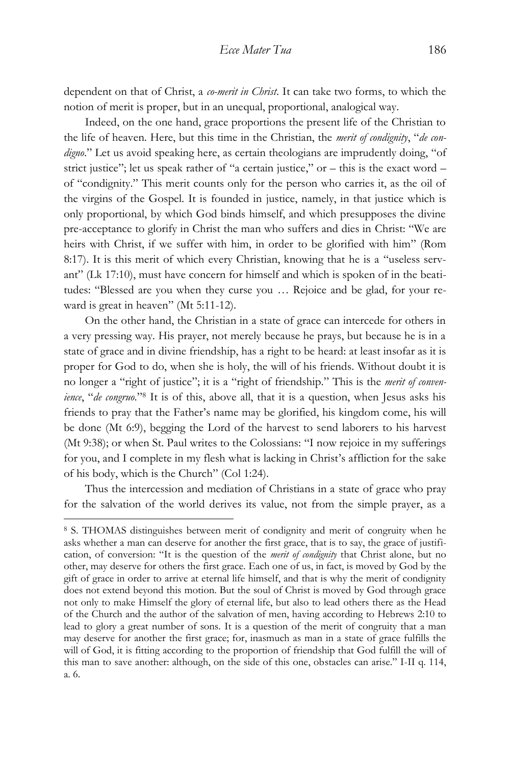dependent on that of Christ, a *co-merit in Christ*. It can take two forms, to which the notion of merit is proper, but in an unequal, proportional, analogical way.

Indeed, on the one hand, grace proportions the present life of the Christian to the life of heaven. Here, but this time in the Christian, the *merit of condignity*, "*de condigno*." Let us avoid speaking here, as certain theologians are imprudently doing, "of strict justice"; let us speak rather of "a certain justice," or – this is the exact word – of "condignity." This merit counts only for the person who carries it, as the oil of the virgins of the Gospel. It is founded in justice, namely, in that justice which is only proportional, by which God binds himself, and which presupposes the divine pre-acceptance to glorify in Christ the man who suffers and dies in Christ: "We are heirs with Christ, if we suffer with him, in order to be glorified with him" (Rom 8:17). It is this merit of which every Christian, knowing that he is a "useless servant" (Lk 17:10), must have concern for himself and which is spoken of in the beatitudes: "Blessed are you when they curse you … Rejoice and be glad, for your reward is great in heaven" (Mt 5:11-12).

On the other hand, the Christian in a state of grace can intercede for others in a very pressing way. His prayer, not merely because he prays, but because he is in a state of grace and in divine friendship, has a right to be heard: at least insofar as it is proper for God to do, when she is holy, the will of his friends. Without doubt it is no longer a "right of justice"; it is a "right of friendship." This is the *merit of convenience*, "*de congruo*."[8] It is of this, above all, that it is a question, when Jesus asks his friends to pray that the Father's name may be glorified, his kingdom come, his will be done (Mt 6:9), begging the Lord of the harvest to send laborers to his harvest (Mt 9:38); or when St. Paul writes to the Colossians: "I now rejoice in my sufferings for you, and I complete in my flesh what is lacking in Christ's affliction for the sake of his body, which is the Church" (Col 1:24).

Thus the intercession and mediation of Christians in a state of grace who pray for the salvation of the world derives its value, not from the simple prayer, as a

---

[8] S. THOMAS distinguishes between merit of condignity and merit of congruity when he asks whether a man can deserve for another the first grace, that is to say, the grace of justification, of conversion: "It is the question of the *merit of condignity* that Christ alone, but no other, may deserve for others the first grace. Each one of us, in fact, is moved by God by the gift of grace in order to arrive at eternal life himself, and that is why the merit of condignity does not extend beyond this motion. But the soul of Christ is moved by God through grace not only to make Himself the glory of eternal life, but also to lead others there as the Head of the Church and the author of the salvation of men, having according to Hebrews 2:10 to lead to glory a great number of sons. It is a question of the merit of congruity that a man may deserve for another the first grace; for, inasmuch as man in a state of grace fulfills the will of God, it is fitting according to the proportion of friendship that God fulfill the will of this man to save another: although, on the side of this one, obstacles can arise." I-II q. 114, a. 6.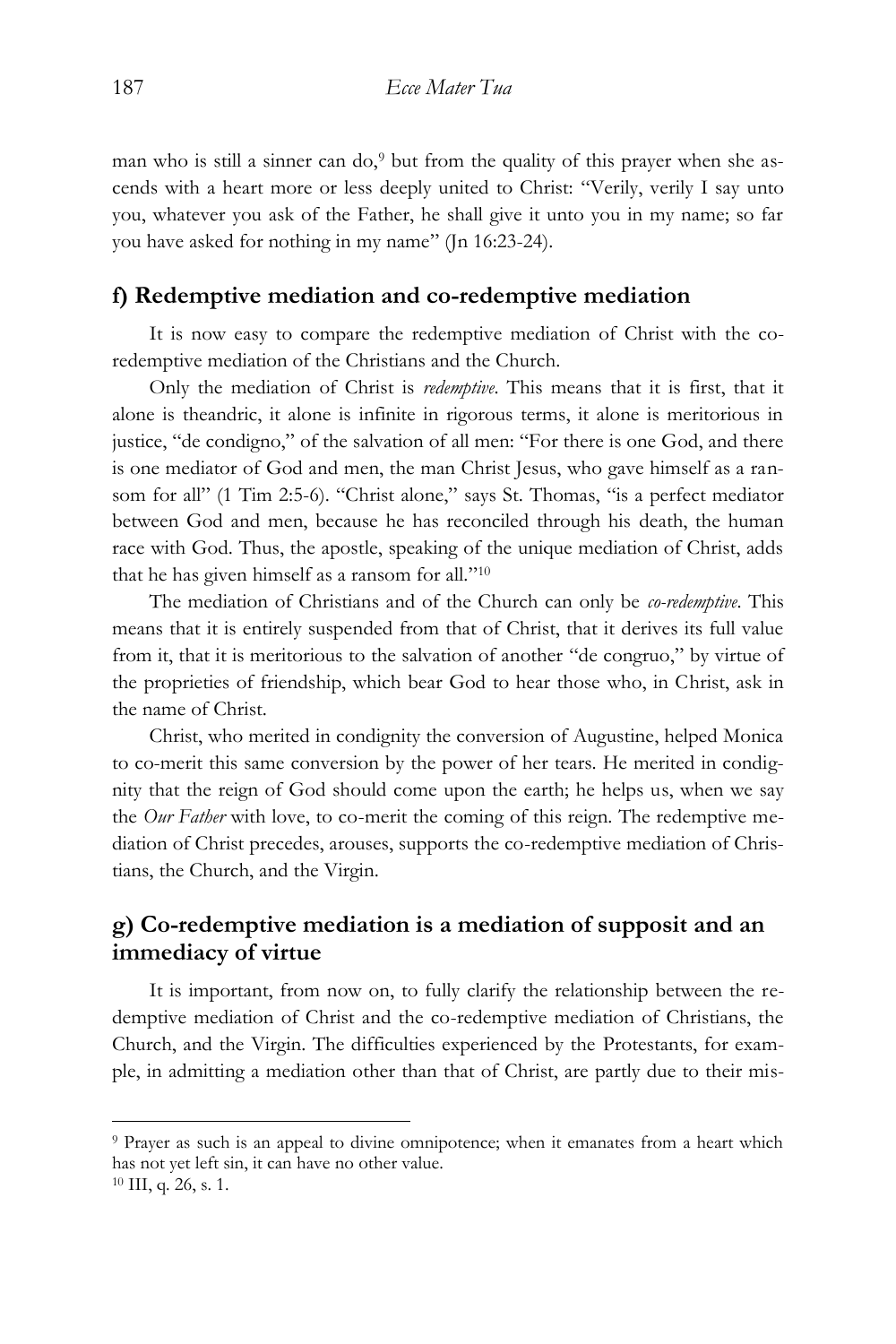man who is still a sinner can do,[9] but from the quality of this prayer when she ascends with a heart more or less deeply united to Christ: "Verily, verily I say unto you, whatever you ask of the Father, he shall give it unto you in my name; so far you have asked for nothing in my name" (Jn 16:23-24).

## f) Redemptive mediation and co-redemptive mediation

It is now easy to compare the redemptive mediation of Christ with the co-redemptive mediation of the Christians and the Church.

Only the mediation of Christ is *redemptive*. This means that it is first, that it alone is theandric, it alone is infinite in rigorous terms, it alone is meritorious in justice, "de condigno," of the salvation of all men: "For there is one God, and there is one mediator of God and men, the man Christ Jesus, who gave himself as a ransom for all" (1 Tim 2:5-6). "Christ alone," says St. Thomas, "is a perfect mediator between God and men, because he has reconciled through his death, the human race with God. Thus, the apostle, speaking of the unique mediation of Christ, adds that he has given himself as a ransom for all."[10]

The mediation of Christians and of the Church can only be *co-redemptive*. This means that it is entirely suspended from that of Christ, that it derives its full value from it, that it is meritorious to the salvation of another "de congruo," by virtue of the proprieties of friendship, which bear God to hear those who, in Christ, ask in the name of Christ.

Christ, who merited in condignity the conversion of Augustine, helped Monica to co-merit this same conversion by the power of her tears. He merited in condignity that the reign of God should come upon the earth; he helps us, when we say the *Our Father* with love, to co-merit the coming of this reign. The redemptive mediation of Christ precedes, arouses, supports the co-redemptive mediation of Christians, the Church, and the Virgin.

## g) Co-redemptive mediation is a mediation of supposit and an immediacy of virtue

It is important, from now on, to fully clarify the relationship between the redemptive mediation of Christ and the co-redemptive mediation of Christians, the Church, and the Virgin. The difficulties experienced by the Protestants, for example, in admitting a mediation other than that of Christ, are partly due to their mis-

---

[9] Prayer as such is an appeal to divine omnipotence; when it emanates from a heart which has not yet left sin, it can have no other value.

[10] III, q. 26, s. 1.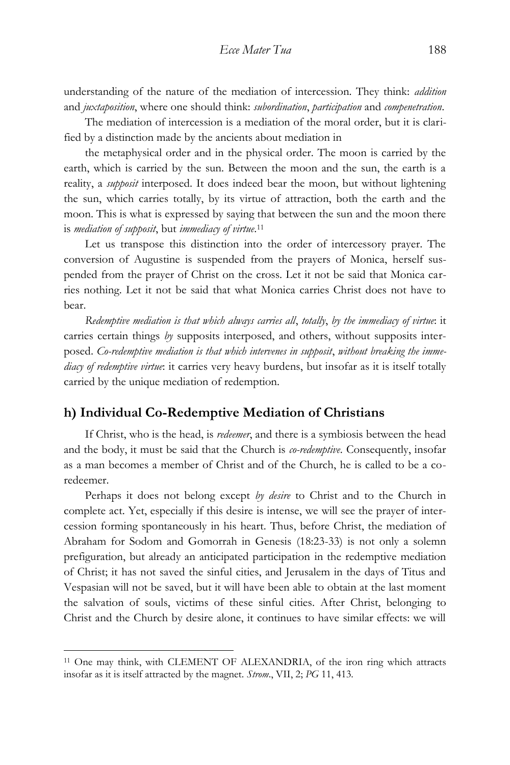understanding of the nature of the mediation of intercession. They think: *addition* and *juxtaposition*, where one should think: *subordination*, *participation* and *compenetration*.

The mediation of intercession is a mediation of the moral order, but it is clarified by a distinction made by the ancients about mediation in

the metaphysical order and in the physical order. The moon is carried by the earth, which is carried by the sun. Between the moon and the sun, the earth is a reality, a *supposit* interposed. It does indeed bear the moon, but without lightening the sun, which carries totally, by its virtue of attraction, both the earth and the moon. This is what is expressed by saying that between the sun and the moon there is *mediation of supposit*, but *immediacy of virtue*.[11]

Let us transpose this distinction into the order of intercessory prayer. The conversion of Augustine is suspended from the prayers of Monica, herself suspended from the prayer of Christ on the cross. Let it not be said that Monica carries nothing. Let it not be said that what Monica carries Christ does not have to bear.

*Redemptive mediation is that which always carries all*, *totally*, *by the immediacy of virtue*: it carries certain things *by* supposits interposed, and others, without supposits interposed. *Co-redemptive mediation is that which intervenes in supposit*, *without breaking the immediacy of redemptive virtue*: it carries very heavy burdens, but insofar as it is itself totally carried by the unique mediation of redemption.

## h) Individual Co-Redemptive Mediation of Christians

If Christ, who is the head, is *redeemer*, and there is a symbiosis between the head and the body, it must be said that the Church is *co-redemptive*. Consequently, insofar as a man becomes a member of Christ and of the Church, he is called to be a co-redeemer.

Perhaps it does not belong except *by desire* to Christ and to the Church in complete act. Yet, especially if this desire is intense, we will see the prayer of intercession forming spontaneously in his heart. Thus, before Christ, the mediation of Abraham for Sodom and Gomorrah in Genesis (18:23-33) is not only a solemn prefiguration, but already an anticipated participation in the redemptive mediation of Christ; it has not saved the sinful cities, and Jerusalem in the days of Titus and Vespasian will not be saved, but it will have been able to obtain at the last moment the salvation of souls, victims of these sinful cities. After Christ, belonging to Christ and the Church by desire alone, it continues to have similar effects: we will

---

[11] One may think, with CLEMENT OF ALEXANDRIA, of the iron ring which attracts insofar as it is itself attracted by the magnet. *Strom*., VII, 2; *PG* 11, 413.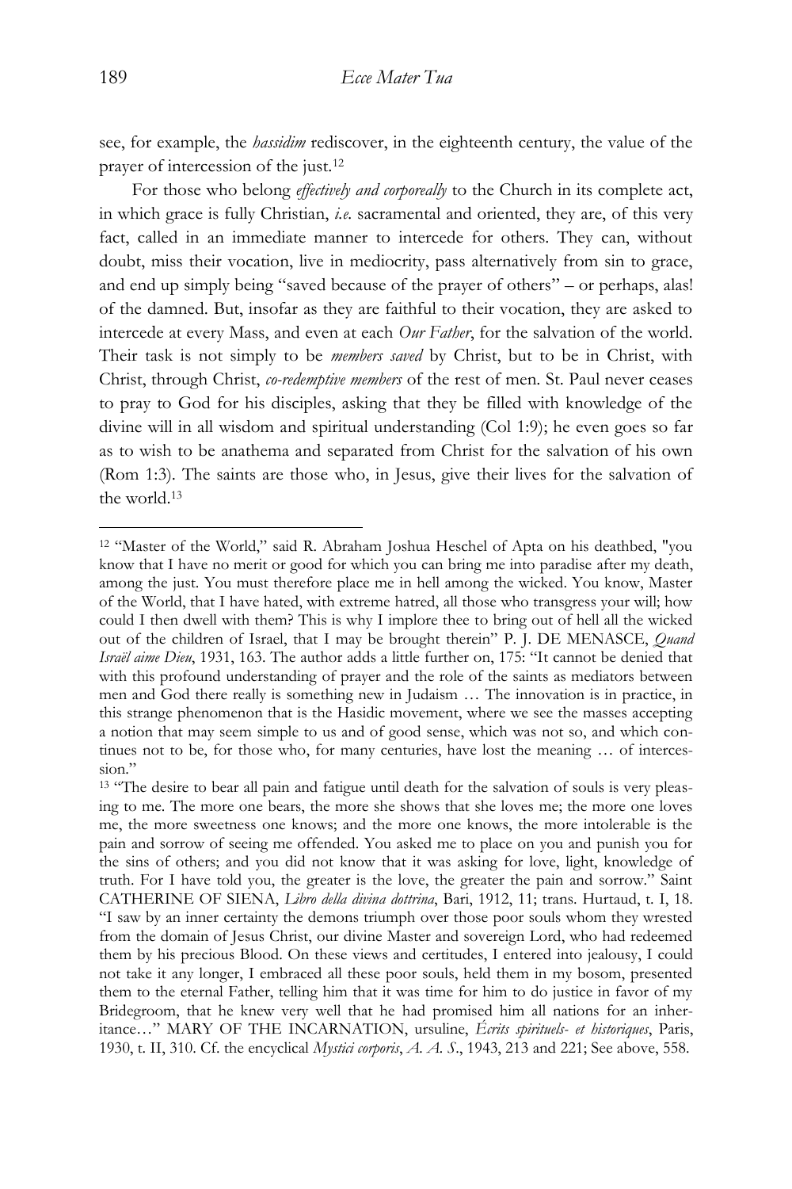see, for example, the *hassidim* rediscover, in the eighteenth century, the value of the prayer of intercession of the just.[12]

For those who belong *effectively and corporeally* to the Church in its complete act, in which grace is fully Christian, *i.e.* sacramental and oriented, they are, of this very fact, called in an immediate manner to intercede for others. They can, without doubt, miss their vocation, live in mediocrity, pass alternatively from sin to grace, and end up simply being "saved because of the prayer of others" – or perhaps, alas! of the damned. But, insofar as they are faithful to their vocation, they are asked to intercede at every Mass, and even at each *Our Father*, for the salvation of the world. Their task is not simply to be *members saved* by Christ, but to be in Christ, with Christ, through Christ, *co-redemptive members* of the rest of men. St. Paul never ceases to pray to God for his disciples, asking that they be filled with knowledge of the divine will in all wisdom and spiritual understanding (Col 1:9); he even goes so far as to wish to be anathema and separated from Christ for the salvation of his own (Rom 1:3). The saints are those who, in Jesus, give their lives for the salvation of the world.[13]

---

[12] "Master of the World," said R. Abraham Joshua Heschel of Apta on his deathbed, "you know that I have no merit or good for which you can bring me into paradise after my death, among the just. You must therefore place me in hell among the wicked. You know, Master of the World, that I have hated, with extreme hatred, all those who transgress your will; how could I then dwell with them? This is why I implore thee to bring out of hell all the wicked out of the children of Israel, that I may be brought therein" P. J. DE MENASCE, *Quand Israël aime Dieu*, 1931, 163. The author adds a little further on, 175: "It cannot be denied that with this profound understanding of prayer and the role of the saints as mediators between men and God there really is something new in Judaism … The innovation is in practice, in this strange phenomenon that is the Hasidic movement, where we see the masses accepting a notion that may seem simple to us and of good sense, which was not so, and which continues not to be, for those who, for many centuries, have lost the meaning … of intercession."

[13] "The desire to bear all pain and fatigue until death for the salvation of souls is very pleasing to me. The more one bears, the more she shows that she loves me; the more one loves me, the more sweetness one knows; and the more one knows, the more intolerable is the pain and sorrow of seeing me offended. You asked me to place on you and punish you for the sins of others; and you did not know that it was asking for love, light, knowledge of truth. For I have told you, the greater is the love, the greater the pain and sorrow." Saint CATHERINE OF SIENA, *Libro della divina dottrina*, Bari, 1912, 11; trans. Hurtaud, t. I, 18. "I saw by an inner certainty the demons triumph over those poor souls whom they wrested from the domain of Jesus Christ, our divine Master and sovereign Lord, who had redeemed them by his precious Blood. On these views and certitudes, I entered into jealousy, I could not take it any longer, I embraced all these poor souls, held them in my bosom, presented them to the eternal Father, telling him that it was time for him to do justice in favor of my Bridegroom, that he knew very well that he had promised him all nations for an inheritance…" MARY OF THE INCARNATION, ursuline, *Écrits spirituels- et historiques*, Paris, 1930, t. II, 310. Cf. the encyclical *Mystici corporis*, *A. A. S.*, 1943, 213 and 221; See above, 558.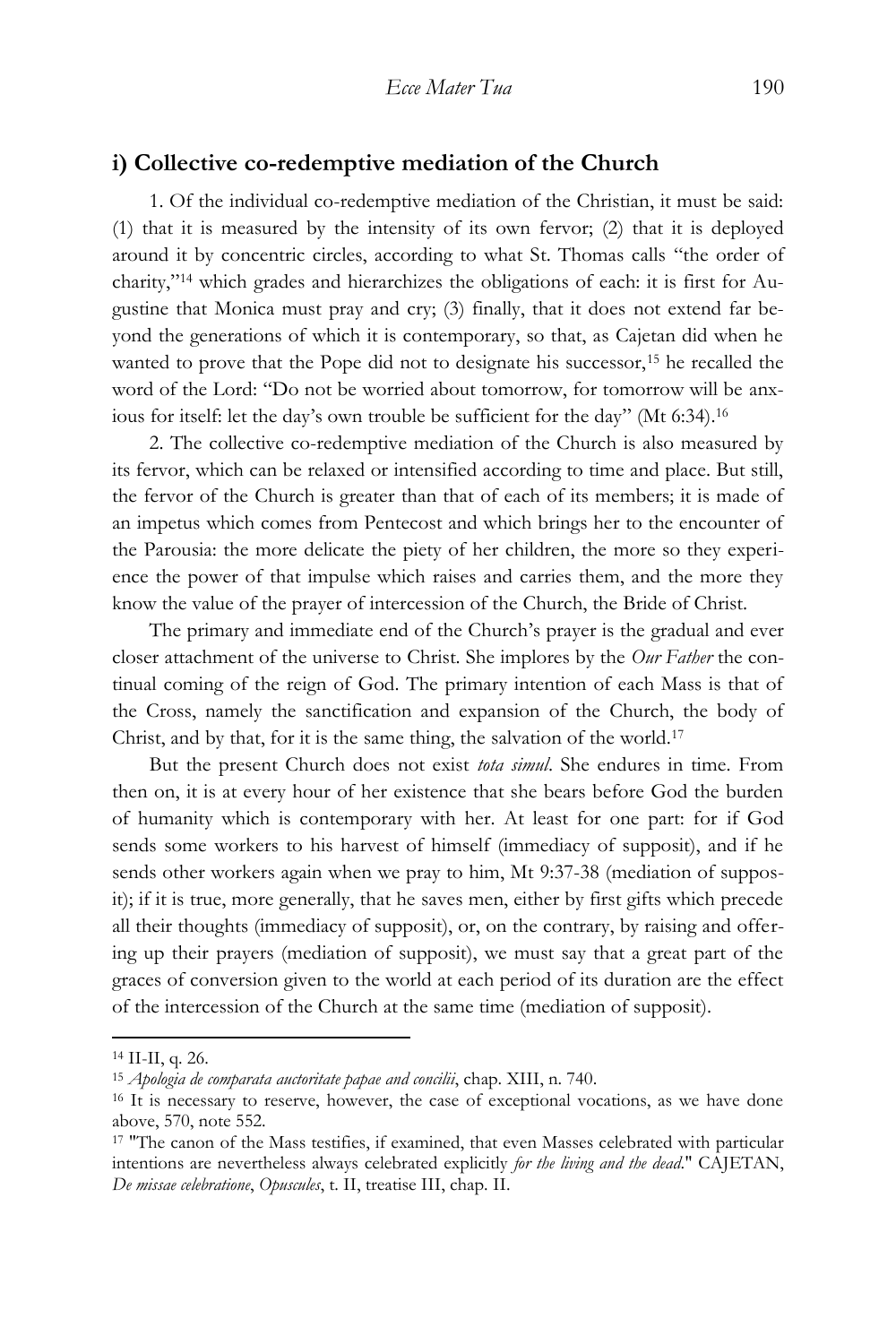### i) Collective co-redemptive mediation of the Church

1. Of the individual co-redemptive mediation of the Christian, it must be said: (1) that it is measured by the intensity of its own fervor; (2) that it is deployed around it by concentric circles, according to what St. Thomas calls "the order of charity,"[14] which grades and hierarchizes the obligations of each: it is first for Augustine that Monica must pray and cry; (3) finally, that it does not extend far beyond the generations of which it is contemporary, so that, as Cajetan did when he wanted to prove that the Pope did not to designate his successor,[15] he recalled the word of the Lord: "Do not be worried about tomorrow, for tomorrow will be anxious for itself: let the day's own trouble be sufficient for the day" (Mt 6:34).[16]

2. The collective co-redemptive mediation of the Church is also measured by its fervor, which can be relaxed or intensified according to time and place. But still, the fervor of the Church is greater than that of each of its members; it is made of an impetus which comes from Pentecost and which brings her to the encounter of the Parousia: the more delicate the piety of her children, the more so they experience the power of that impulse which raises and carries them, and the more they know the value of the prayer of intercession of the Church, the Bride of Christ.

The primary and immediate end of the Church's prayer is the gradual and ever closer attachment of the universe to Christ. She implores by the *Our Father* the continual coming of the reign of God. The primary intention of each Mass is that of the Cross, namely the sanctification and expansion of the Church, the body of Christ, and by that, for it is the same thing, the salvation of the world.[17]

But the present Church does not exist *tota simul*. She endures in time. From then on, it is at every hour of her existence that she bears before God the burden of humanity which is contemporary with her. At least for one part: for if God sends some workers to his harvest of himself (immediacy of supposit), and if he sends other workers again when we pray to him, Mt 9:37-38 (mediation of supposit); if it is true, more generally, that he saves men, either by first gifts which precede all their thoughts (immediacy of supposit), or, on the contrary, by raising and offering up their prayers (mediation of supposit), we must say that a great part of the graces of conversion given to the world at each period of its duration are the effect of the intercession of the Church at the same time (mediation of supposit).

---

[14] II-II, q. 26.

[15] *Apologia de comparata auctoritate papae and concilii*, chap. XIII, n. 740.

[16] It is necessary to reserve, however, the case of exceptional vocations, as we have done above, 570, note 552.

[17] "The canon of the Mass testifies, if examined, that even Masses celebrated with particular intentions are nevertheless always celebrated explicitly *for the living and the dead*." CAJETAN, *De missae celebratione*, *Opuscules*, t. II, treatise III, chap. II.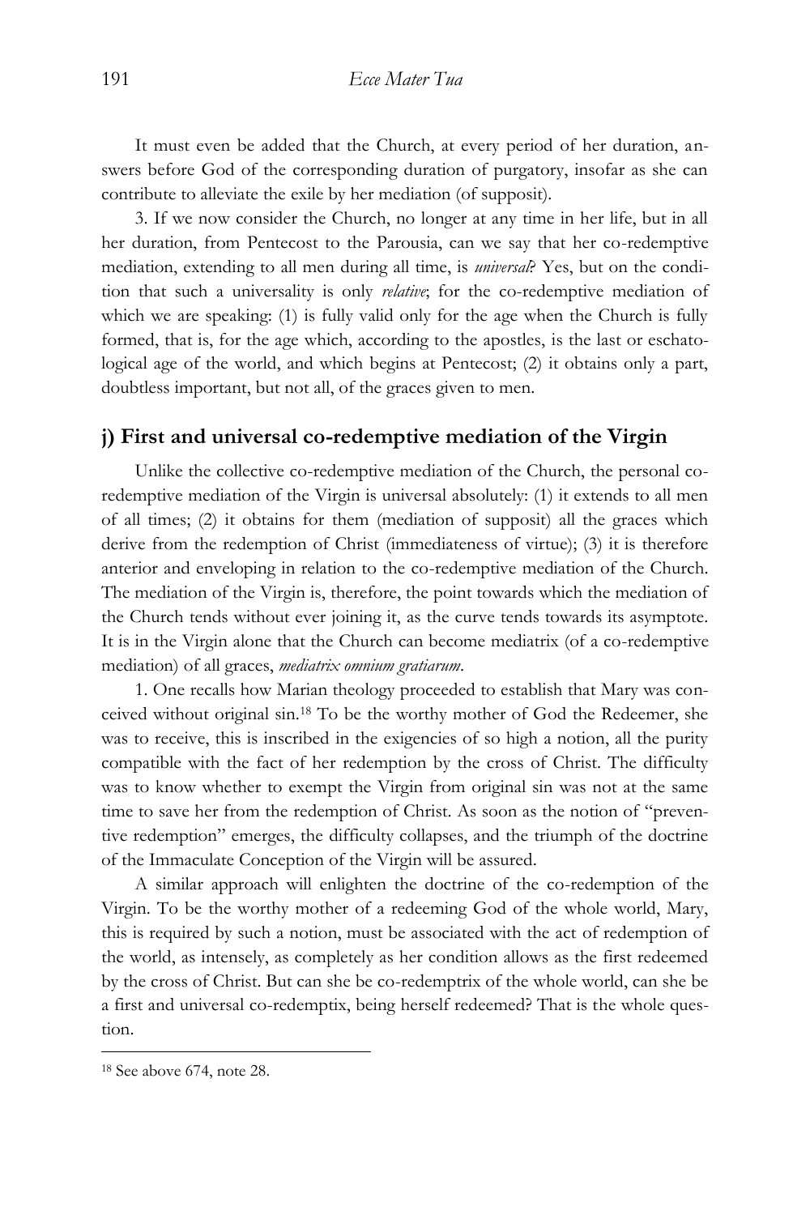It must even be added that the Church, at every period of her duration, answers before God of the corresponding duration of purgatory, insofar as she can contribute to alleviate the exile by her mediation (of supposit).

3. If we now consider the Church, no longer at any time in her life, but in all her duration, from Pentecost to the Parousia, can we say that her co-redemptive mediation, extending to all men during all time, is *universal*? Yes, but on the condition that such a universality is only *relative*; for the co-redemptive mediation of which we are speaking: (1) is fully valid only for the age when the Church is fully formed, that is, for the age which, according to the apostles, is the last or eschatological age of the world, and which begins at Pentecost; (2) it obtains only a part, doubtless important, but not all, of the graces given to men.

## j) First and universal co-redemptive mediation of the Virgin

Unlike the collective co-redemptive mediation of the Church, the personal co-redemptive mediation of the Virgin is universal absolutely: (1) it extends to all men of all times; (2) it obtains for them (mediation of supposit) all the graces which derive from the redemption of Christ (immediateness of virtue); (3) it is therefore anterior and enveloping in relation to the co-redemptive mediation of the Church. The mediation of the Virgin is, therefore, the point towards which the mediation of the Church tends without ever joining it, as the curve tends towards its asymptote. It is in the Virgin alone that the Church can become mediatrix (of a co-redemptive mediation) of all graces, *mediatrix omnium gratiarum*.

1. One recalls how Marian theology proceeded to establish that Mary was conceived without original sin.[18] To be the worthy mother of God the Redeemer, she was to receive, this is inscribed in the exigencies of so high a notion, all the purity compatible with the fact of her redemption by the cross of Christ. The difficulty was to know whether to exempt the Virgin from original sin was not at the same time to save her from the redemption of Christ. As soon as the notion of "preventive redemption" emerges, the difficulty collapses, and the triumph of the doctrine of the Immaculate Conception of the Virgin will be assured.

A similar approach will enlighten the doctrine of the co-redemption of the Virgin. To be the worthy mother of a redeeming God of the whole world, Mary, this is required by such a notion, must be associated with the act of redemption of the world, as intensely, as completely as her condition allows as the first redeemed by the cross of Christ. But can she be co-redemptrix of the whole world, can she be a first and universal co-redemptix, being herself redeemed? That is the whole question.

---

[18] See above 674, note 28.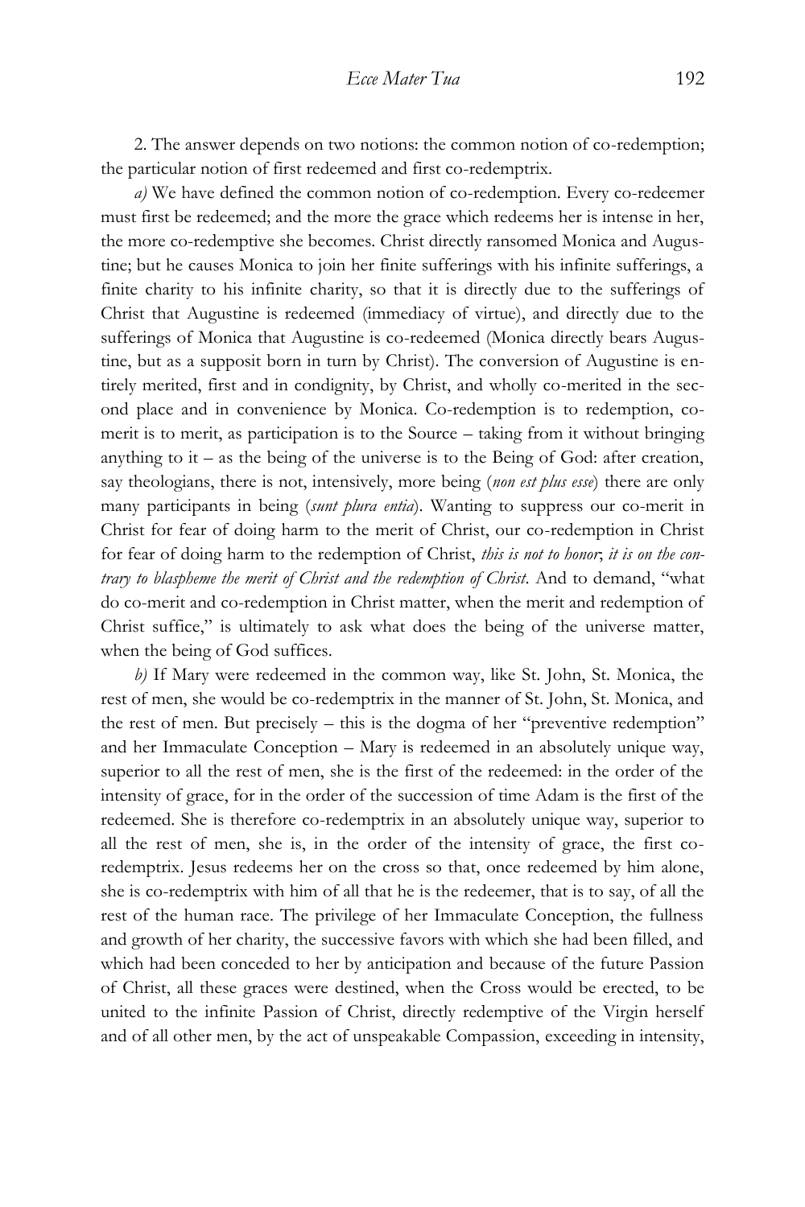2. The answer depends on two notions: the common notion of co-redemption; the particular notion of first redeemed and first co-redemptrix.

*a)* We have defined the common notion of co-redemption. Every co-redeemer must first be redeemed; and the more the grace which redeems her is intense in her, the more co-redemptive she becomes. Christ directly ransomed Monica and Augustine; but he causes Monica to join her finite sufferings with his infinite sufferings, a finite charity to his infinite charity, so that it is directly due to the sufferings of Christ that Augustine is redeemed (immediacy of virtue), and directly due to the sufferings of Monica that Augustine is co-redeemed (Monica directly bears Augustine, but as a supposit born in turn by Christ). The conversion of Augustine is entirely merited, first and in condignity, by Christ, and wholly co-merited in the second place and in convenience by Monica. Co-redemption is to redemption, co-merit is to merit, as participation is to the Source – taking from it without bringing anything to it – as the being of the universe is to the Being of God: after creation, say theologians, there is not, intensively, more being (*non est plus esse*) there are only many participants in being (*sunt plura entia*). Wanting to suppress our co-merit in Christ for fear of doing harm to the merit of Christ, our co-redemption in Christ for fear of doing harm to the redemption of Christ, *this is not to honor*; *it is on the contrary to blaspheme the merit of Christ and the redemption of Christ*. And to demand, "what do co-merit and co-redemption in Christ matter, when the merit and redemption of Christ suffice," is ultimately to ask what does the being of the universe matter, when the being of God suffices.

*b)* If Mary were redeemed in the common way, like St. John, St. Monica, the rest of men, she would be co-redemptrix in the manner of St. John, St. Monica, and the rest of men. But precisely – this is the dogma of her "preventive redemption" and her Immaculate Conception – Mary is redeemed in an absolutely unique way, superior to all the rest of men, she is the first of the redeemed: in the order of the intensity of grace, for in the order of the succession of time Adam is the first of the redeemed. She is therefore co-redemptrix in an absolutely unique way, superior to all the rest of men, she is, in the order of the intensity of grace, the first co-redemptrix. Jesus redeems her on the cross so that, once redeemed by him alone, she is co-redemptrix with him of all that he is the redeemer, that is to say, of all the rest of the human race. The privilege of her Immaculate Conception, the fullness and growth of her charity, the successive favors with which she had been filled, and which had been conceded to her by anticipation and because of the future Passion of Christ, all these graces were destined, when the Cross would be erected, to be united to the infinite Passion of Christ, directly redemptive of the Virgin herself and of all other men, by the act of unspeakable Compassion, exceeding in intensity,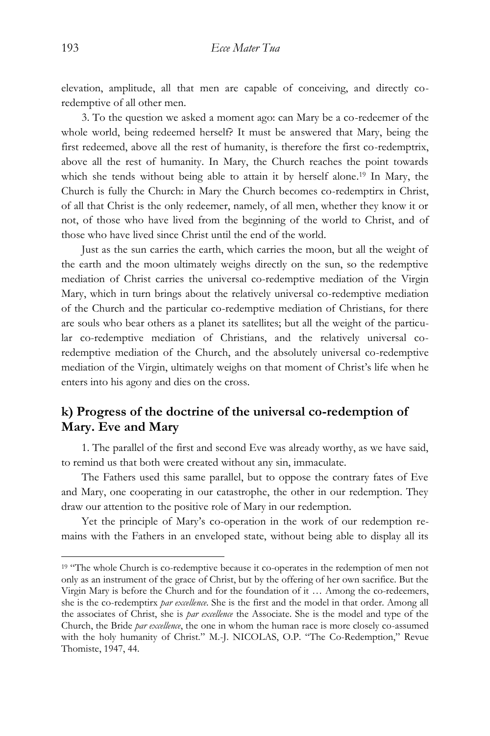elevation, amplitude, all that men are capable of conceiving, and directly co-redemptive of all other men.

3. To the question we asked a moment ago: can Mary be a co-redeemer of the whole world, being redeemed herself? It must be answered that Mary, being the first redeemed, above all the rest of humanity, is therefore the first co-redemptrix, above all the rest of humanity. In Mary, the Church reaches the point towards which she tends without being able to attain it by herself alone.[19] In Mary, the Church is fully the Church: in Mary the Church becomes co-redemptirx in Christ, of all that Christ is the only redeemer, namely, of all men, whether they know it or not, of those who have lived from the beginning of the world to Christ, and of those who have lived since Christ until the end of the world.

Just as the sun carries the earth, which carries the moon, but all the weight of the earth and the moon ultimately weighs directly on the sun, so the redemptive mediation of Christ carries the universal co-redemptive mediation of the Virgin Mary, which in turn brings about the relatively universal co-redemptive mediation of the Church and the particular co-redemptive mediation of Christians, for there are souls who bear others as a planet its satellites; but all the weight of the particular co-redemptive mediation of Christians, and the relatively universal co-redemptive mediation of the Church, and the absolutely universal co-redemptive mediation of the Virgin, ultimately weighs on that moment of Christ's life when he enters into his agony and dies on the cross.

## k) Progress of the doctrine of the universal co-redemption of Mary. Eve and Mary

1. The parallel of the first and second Eve was already worthy, as we have said, to remind us that both were created without any sin, immaculate.

The Fathers used this same parallel, but to oppose the contrary fates of Eve and Mary, one cooperating in our catastrophe, the other in our redemption. They draw our attention to the positive role of Mary in our redemption.

Yet the principle of Mary's co-operation in the work of our redemption remains with the Fathers in an enveloped state, without being able to display all its

---

[19] "The whole Church is co-redemptive because it co-operates in the redemption of men not only as an instrument of the grace of Christ, but by the offering of her own sacrifice. But the Virgin Mary is before the Church and for the foundation of it … Among the co-redeemers, she is the co-redemptirx *par excellence*. She is the first and the model in that order. Among all the associates of Christ, she is *par excellence* the Associate. She is the model and type of the Church, the Bride *par excellence*, the one in whom the human race is more closely co-assumed with the holy humanity of Christ." M.-J. NICOLAS, O.P. "The Co-Redemption," Revue Thomiste, 1947, 44.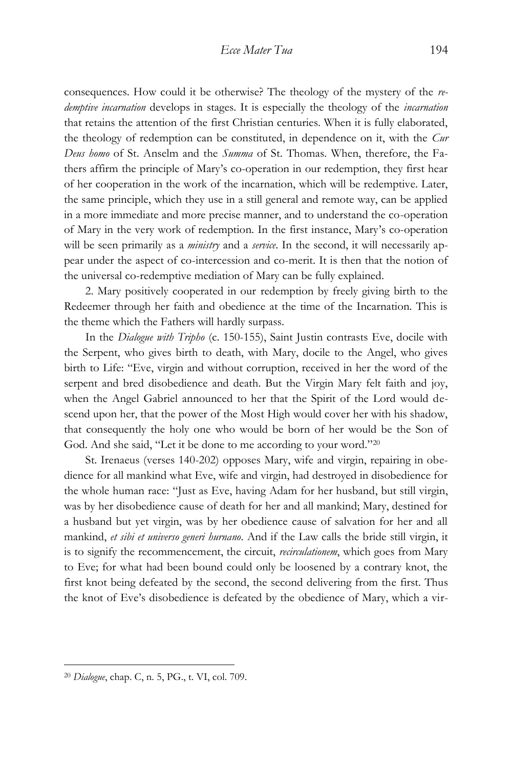consequences. How could it be otherwise? The theology of the mystery of the *redemptive incarnation* develops in stages. It is especially the theology of the *incarnation* that retains the attention of the first Christian centuries. When it is fully elaborated, the theology of redemption can be constituted, in dependence on it, with the *Cur Deus homo* of St. Anselm and the *Summa* of St. Thomas. When, therefore, the Fathers affirm the principle of Mary's co-operation in our redemption, they first hear of her cooperation in the work of the incarnation, which will be redemptive. Later, the same principle, which they use in a still general and remote way, can be applied in a more immediate and more precise manner, and to understand the co-operation of Mary in the very work of redemption. In the first instance, Mary's co-operation will be seen primarily as a *ministry* and a *service*. In the second, it will necessarily appear under the aspect of co-intercession and co-merit. It is then that the notion of the universal co-redemptive mediation of Mary can be fully explained.

2. Mary positively cooperated in our redemption by freely giving birth to the Redeemer through her faith and obedience at the time of the Incarnation. This is the theme which the Fathers will hardly surpass.

In the *Dialogue with Trypho* (c. 150-155), Saint Justin contrasts Eve, docile with the Serpent, who gives birth to death, with Mary, docile to the Angel, who gives birth to Life: "Eve, virgin and without corruption, received in her the word of the serpent and bred disobedience and death. But the Virgin Mary felt faith and joy, when the Angel Gabriel announced to her that the Spirit of the Lord would descend upon her, that the power of the Most High would cover her with his shadow, that consequently the holy one who would be born of her would be the Son of God. And she said, "Let it be done to me according to your word."[20]

St. Irenaeus (verses 140-202) opposes Mary, wife and virgin, repairing in obedience for all mankind what Eve, wife and virgin, had destroyed in disobedience for the whole human race: "Just as Eve, having Adam for her husband, but still virgin, was by her disobedience cause of death for her and all mankind; Mary, destined for a husband but yet virgin, was by her obedience cause of salvation for her and all mankind, *et sibi et universo generi humano*. And if the Law calls the bride still virgin, it is to signify the recommencement, the circuit, *recirculationem*, which goes from Mary to Eve; for what had been bound could only be loosened by a contrary knot, the first knot being defeated by the second, the second delivering from the first. Thus the knot of Eve's disobedience is defeated by the obedience of Mary, which a vir-

[20] *Dialogue*, chap. C, n. 5, PG., t. VI, col. 709.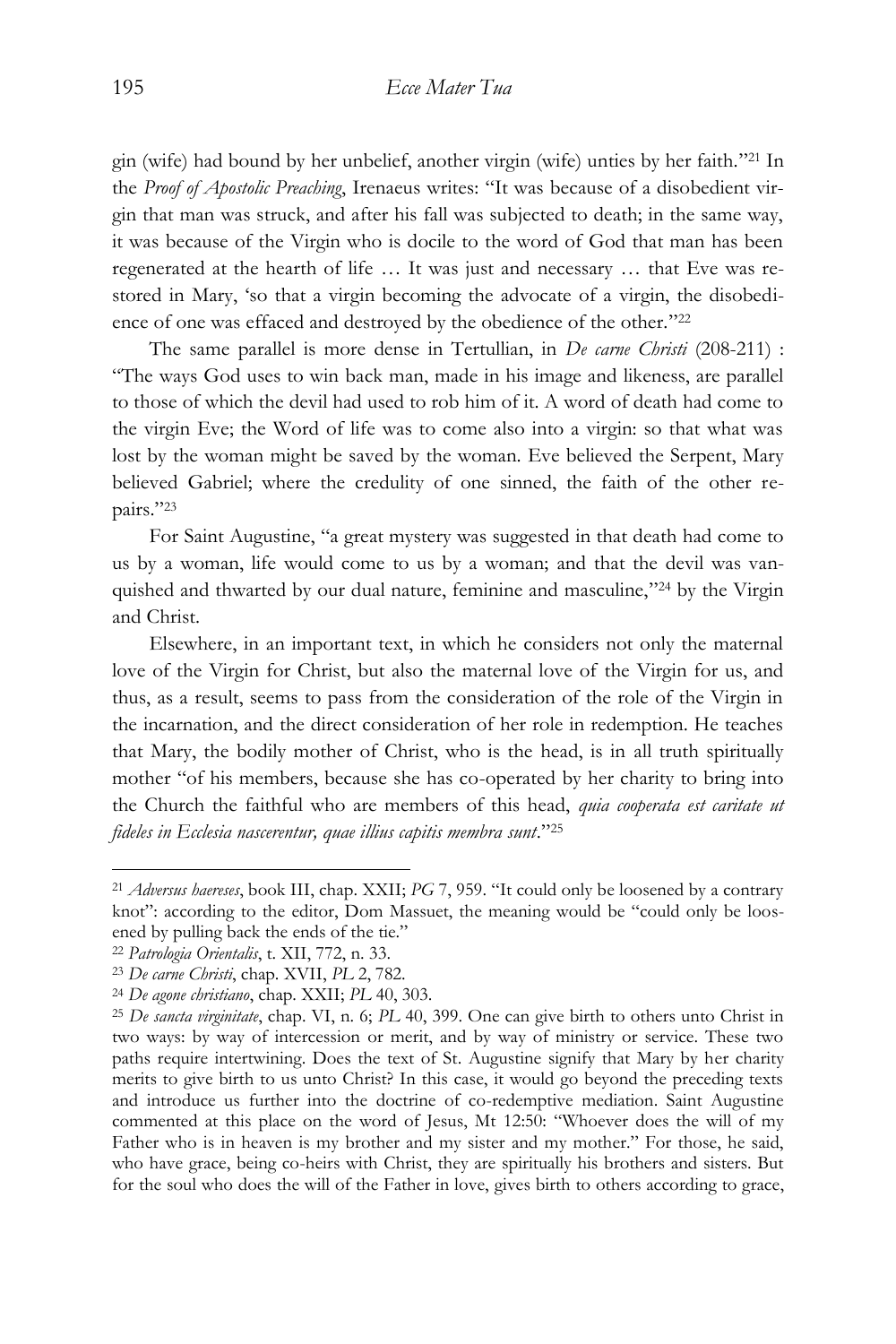gin (wife) had bound by her unbelief, another virgin (wife) unties by her faith."[21] In the *Proof of Apostolic Preaching*, Irenaeus writes: "It was because of a disobedient virgin that man was struck, and after his fall was subjected to death; in the same way, it was because of the Virgin who is docile to the word of God that man has been regenerated at the hearth of life … It was just and necessary … that Eve was restored in Mary, 'so that a virgin becoming the advocate of a virgin, the disobedience of one was effaced and destroyed by the obedience of the other."[22]

The same parallel is more dense in Tertullian, in *De carne Christi* (208-211) : "The ways God uses to win back man, made in his image and likeness, are parallel to those of which the devil had used to rob him of it. A word of death had come to the virgin Eve; the Word of life was to come also into a virgin: so that what was lost by the woman might be saved by the woman. Eve believed the Serpent, Mary believed Gabriel; where the credulity of one sinned, the faith of the other repairs."[23]

For Saint Augustine, "a great mystery was suggested in that death had come to us by a woman, life would come to us by a woman; and that the devil was vanquished and thwarted by our dual nature, feminine and masculine,"[24] by the Virgin and Christ.

Elsewhere, in an important text, in which he considers not only the maternal love of the Virgin for Christ, but also the maternal love of the Virgin for us, and thus, as a result, seems to pass from the consideration of the role of the Virgin in the incarnation, and the direct consideration of her role in redemption. He teaches that Mary, the bodily mother of Christ, who is the head, is in all truth spiritually mother "of his members, because she has co-operated by her charity to bring into the Church the faithful who are members of this head, *quia cooperata est caritate ut fideles in Ecclesia nascerentur, quae illius capitis membra sunt*."[25]

---

[21] *Adversus haereses*, book III, chap. XXII; *PG* 7, 959. "It could only be loosened by a contrary knot": according to the editor, Dom Massuet, the meaning would be "could only be loosened by pulling back the ends of the tie."

[22] *Patrologia Orientalis*, t. XII, 772, n. 33.

[23] *De carne Christi*, chap. XVII, *PL* 2, 782.

[24] *De agone christiano*, chap. XXII; *PL* 40, 303.

[25] *De sancta virginitate*, chap. VI, n. 6; *PL* 40, 399. One can give birth to others unto Christ in two ways: by way of intercession or merit, and by way of ministry or service. These two paths require intertwining. Does the text of St. Augustine signify that Mary by her charity merits to give birth to us unto Christ? In this case, it would go beyond the preceding texts and introduce us further into the doctrine of co-redemptive mediation. Saint Augustine commented at this place on the word of Jesus, Mt 12:50: "Whoever does the will of my Father who is in heaven is my brother and my sister and my mother." For those, he said, who have grace, being co-heirs with Christ, they are spiritually his brothers and sisters. But for the soul who does the will of the Father in love, gives birth to others according to grace,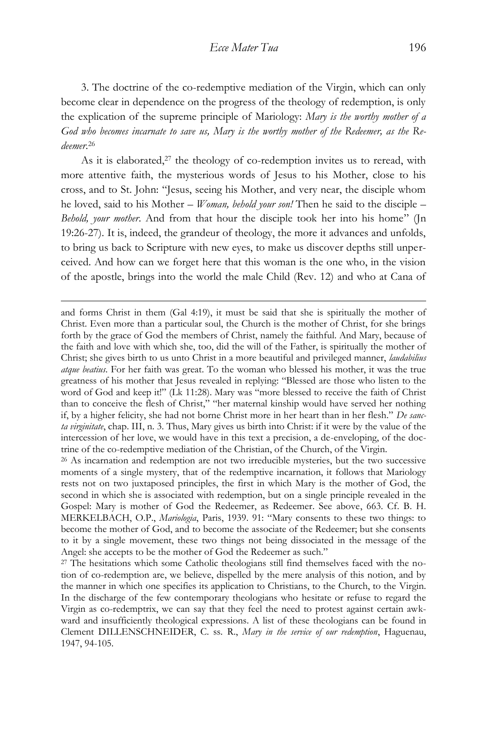3. The doctrine of the co-redemptive mediation of the Virgin, which can only become clear in dependence on the progress of the theology of redemption, is only the explication of the supreme principle of Mariology: *Mary is the worthy mother of a God who becomes incarnate to save us, Mary is the worthy mother of the Redeemer, as the Redeemer*.[26]

As it is elaborated,[27] the theology of co-redemption invites us to reread, with more attentive faith, the mysterious words of Jesus to his Mother, close to his cross, and to St. John: "Jesus, seeing his Mother, and very near, the disciple whom he loved, said to his Mother – *Woman, behold your son!* Then he said to the disciple – *Behold, your mother*. And from that hour the disciple took her into his home" (Jn 19:26-27). It is, indeed, the grandeur of theology, the more it advances and unfolds, to bring us back to Scripture with new eyes, to make us discover depths still unperceived. And how can we forget here that this woman is the one who, in the vision of the apostle, brings into the world the male Child (Rev. 12) and who at Cana of

---

and forms Christ in them (Gal 4:19), it must be said that she is spiritually the mother of Christ. Even more than a particular soul, the Church is the mother of Christ, for she brings forth by the grace of God the members of Christ, namely the faithful. And Mary, because of the faith and love with which she, too, did the will of the Father, is spiritually the mother of Christ; she gives birth to us unto Christ in a more beautiful and privileged manner, *laudabilius atque beatius*. For her faith was great. To the woman who blessed his mother, it was the true greatness of his mother that Jesus revealed in replying: "Blessed are those who listen to the word of God and keep it!" (Lk 11:28). Mary was "more blessed to receive the faith of Christ than to conceive the flesh of Christ," "her maternal kinship would have served her nothing if, by a higher felicity, she had not borne Christ more in her heart than in her flesh." *De sancta virginitate*, chap. III, n. 3. Thus, Mary gives us birth into Christ: if it were by the value of the intercession of her love, we would have in this text a precision, a de-enveloping, of the doctrine of the co-redemptive mediation of the Christian, of the Church, of the Virgin.

[26] As incarnation and redemption are not two irreducible mysteries, but the two successive moments of a single mystery, that of the redemptive incarnation, it follows that Mariology rests not on two juxtaposed principles, the first in which Mary is the mother of God, the second in which she is associated with redemption, but on a single principle revealed in the Gospel: Mary is mother of God the Redeemer, as Redeemer. See above, 663. Cf. B. H. MERKELBACH, O.P., *Mariologia*, Paris, 1939. 91: "Mary consents to these two things: to become the mother of God, and to become the associate of the Redeemer; but she consents to it by a single movement, these two things not being dissociated in the message of the Angel: she accepts to be the mother of God the Redeemer as such."

[27] The hesitations which some Catholic theologians still find themselves faced with the notion of co-redemption are, we believe, dispelled by the mere analysis of this notion, and by the manner in which one specifies its application to Christians, to the Church, to the Virgin. In the discharge of the few contemporary theologians who hesitate or refuse to regard the Virgin as co-redemptrix, we can say that they feel the need to protest against certain awkward and insufficiently theological expressions. A list of these theologians can be found in Clement DILLENSCHNEIDER, C. ss. R., *Mary in the service of our redemption*, Haguenau, 1947, 94-105.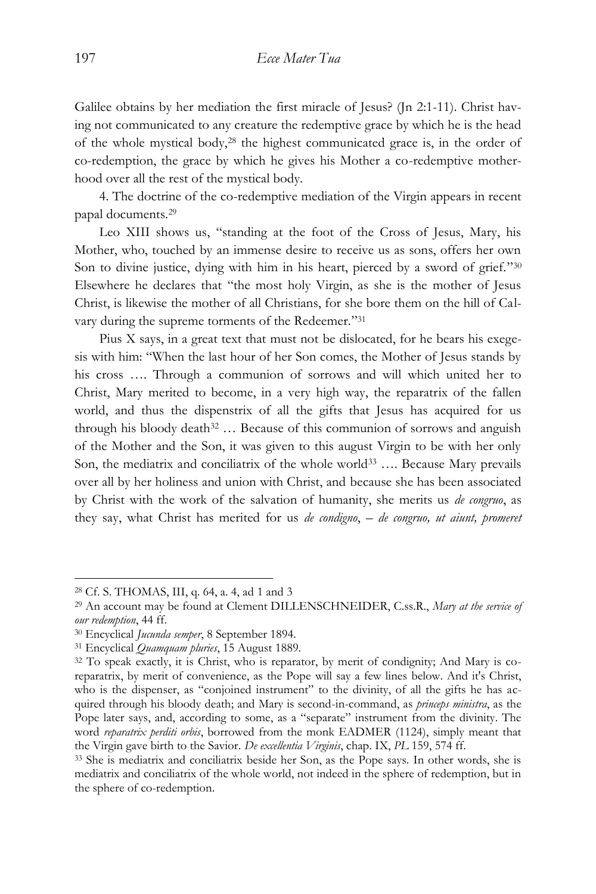Galilee obtains by her mediation the first miracle of Jesus? (Jn 2:1-11). Christ having not communicated to any creature the redemptive grace by which he is the head of the whole mystical body,[28] the highest communicated grace is, in the order of co-redemption, the grace by which he gives his Mother a co-redemptive motherhood over all the rest of the mystical body.

4. The doctrine of the co-redemptive mediation of the Virgin appears in recent papal documents.[29]

Leo XIII shows us, "standing at the foot of the Cross of Jesus, Mary, his Mother, who, touched by an immense desire to receive us as sons, offers her own Son to divine justice, dying with him in his heart, pierced by a sword of grief."[30] Elsewhere he declares that "the most holy Virgin, as she is the mother of Jesus Christ, is likewise the mother of all Christians, for she bore them on the hill of Calvary during the supreme torments of the Redeemer."[31]

Pius X says, in a great text that must not be dislocated, for he bears his exegesis with him: "When the last hour of her Son comes, the Mother of Jesus stands by his cross …. Through a communion of sorrows and will which united her to Christ, Mary merited to become, in a very high way, the reparatrix of the fallen world, and thus the dispenstrix of all the gifts that Jesus has acquired for us through his bloody death[32] … Because of this communion of sorrows and anguish of the Mother and the Son, it was given to this august Virgin to be with her only Son, the mediatrix and conciliatrix of the whole world[33] …. Because Mary prevails over all by her holiness and union with Christ, and because she has been associated by Christ with the work of the salvation of humanity, she merits us *de congruo*, as they say, what Christ has merited for us *de condigno*, – *de congruo, ut aiunt, promeret*

---

[28] Cf. S. THOMAS, III, q. 64, a. 4, ad 1 and 3

[29] An account may be found at Clement DILLENSCHNEIDER, C.ss.R., *Mary at the service of our redemption*, 44 ff.

[30] Encyclical *Jucunda semper*, 8 September 1894.

[31] Encyclical *Quamquam pluries*, 15 August 1889.

[32] To speak exactly, it is Christ, who is reparator, by merit of condignity; And Mary is co-reparatrix, by merit of convenience, as the Pope will say a few lines below. And it's Christ, who is the dispenser, as "conjoined instrument" to the divinity, of all the gifts he has acquired through his bloody death; and Mary is second-in-command, as *princeps ministra*, as the Pope later says, and, according to some, as a "separate" instrument from the divinity. The word *reparatrix perditi orbis*, borrowed from the monk EADMER (1124), simply meant that the Virgin gave birth to the Savior. *De excellentia Virginis*, chap. IX, *PL* 159, 574 ff.

[33] She is mediatrix and conciliatrix beside her Son, as the Pope says. In other words, she is mediatrix and conciliatrix of the whole world, not indeed in the sphere of redemption, but in the sphere of co-redemption.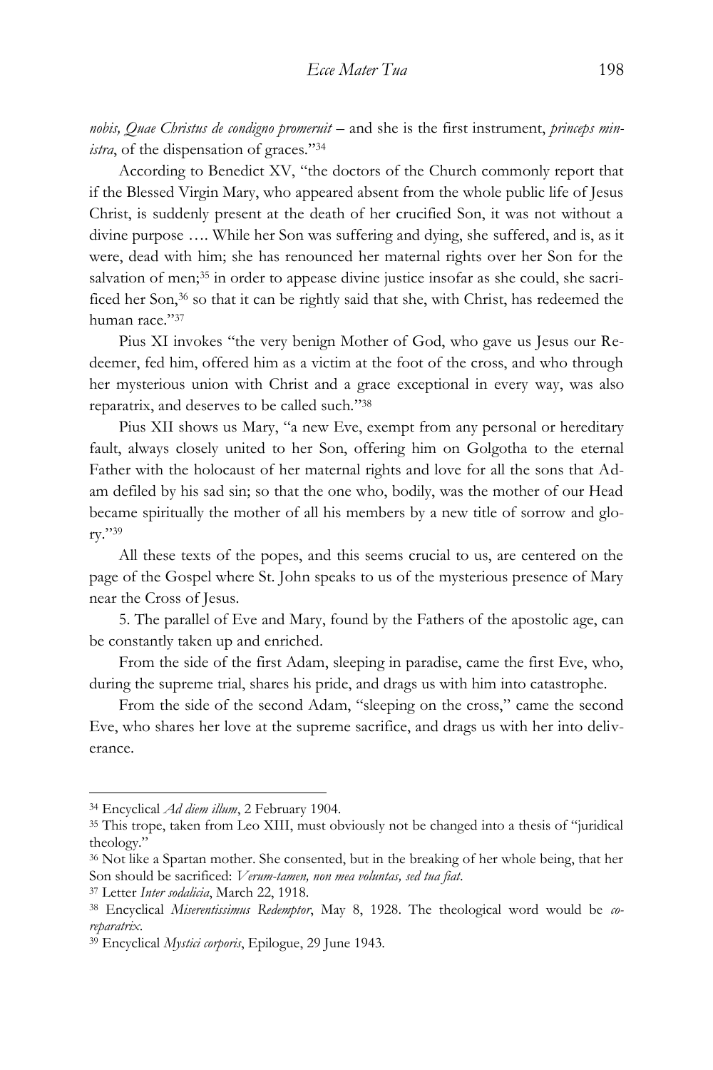*nobis, Quae Christus de condigno promeruit* – and she is the first instrument, *princeps ministra*, of the dispensation of graces."[34]

According to Benedict XV, "the doctors of the Church commonly report that if the Blessed Virgin Mary, who appeared absent from the whole public life of Jesus Christ, is suddenly present at the death of her crucified Son, it was not without a divine purpose …. While her Son was suffering and dying, she suffered, and is, as it were, dead with him; she has renounced her maternal rights over her Son for the salvation of men;[35] in order to appease divine justice insofar as she could, she sacrificed her Son,[36] so that it can be rightly said that she, with Christ, has redeemed the human race."[37]

Pius XI invokes "the very benign Mother of God, who gave us Jesus our Redeemer, fed him, offered him as a victim at the foot of the cross, and who through her mysterious union with Christ and a grace exceptional in every way, was also reparatrix, and deserves to be called such."[38]

Pius XII shows us Mary, "a new Eve, exempt from any personal or hereditary fault, always closely united to her Son, offering him on Golgotha to the eternal Father with the holocaust of her maternal rights and love for all the sons that Adam defiled by his sad sin; so that the one who, bodily, was the mother of our Head became spiritually the mother of all his members by a new title of sorrow and glory."[39]

All these texts of the popes, and this seems crucial to us, are centered on the page of the Gospel where St. John speaks to us of the mysterious presence of Mary near the Cross of Jesus.

5. The parallel of Eve and Mary, found by the Fathers of the apostolic age, can be constantly taken up and enriched.

From the side of the first Adam, sleeping in paradise, came the first Eve, who, during the supreme trial, shares his pride, and drags us with him into catastrophe.

From the side of the second Adam, "sleeping on the cross," came the second Eve, who shares her love at the supreme sacrifice, and drags us with her into deliverance.

---

[34] Encyclical *Ad diem illum*, 2 February 1904.

[35] This trope, taken from Leo XIII, must obviously not be changed into a thesis of "juridical theology."

[36] Not like a Spartan mother. She consented, but in the breaking of her whole being, that her Son should be sacrificed: *Verum-tamen, non mea voluntas, sed tua fiat*.

[37] Letter *Inter sodalicia*, March 22, 1918.

[38] Encyclical *Miserentissimus Redemptor*, May 8, 1928. The theological word would be *co-reparatrix*.

[39] Encyclical *Mystici corporis*, Epilogue, 29 June 1943.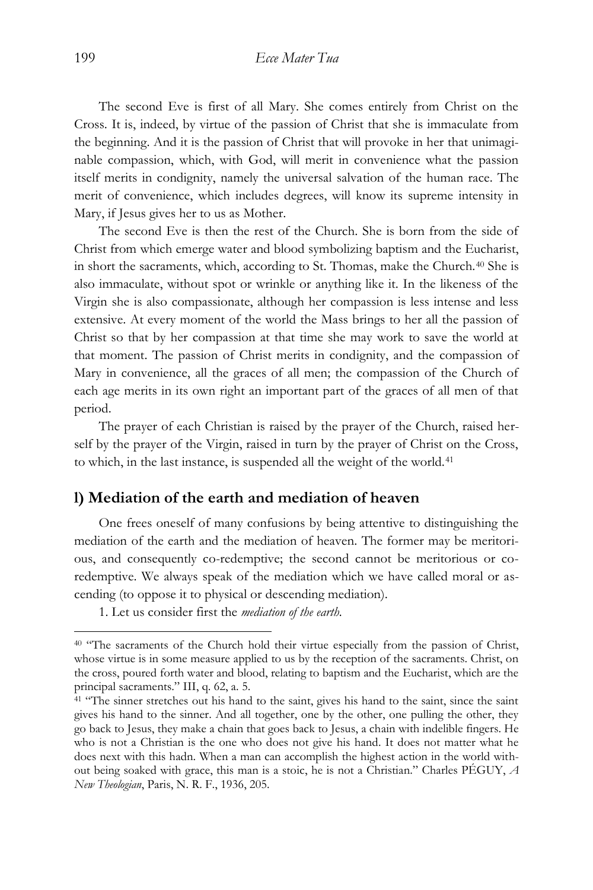The second Eve is first of all Mary. She comes entirely from Christ on the Cross. It is, indeed, by virtue of the passion of Christ that she is immaculate from the beginning. And it is the passion of Christ that will provoke in her that unimaginable compassion, which, with God, will merit in convenience what the passion itself merits in condignity, namely the universal salvation of the human race. The merit of convenience, which includes degrees, will know its supreme intensity in Mary, if Jesus gives her to us as Mother.

The second Eve is then the rest of the Church. She is born from the side of Christ from which emerge water and blood symbolizing baptism and the Eucharist, in short the sacraments, which, according to St. Thomas, make the Church.[40] She is also immaculate, without spot or wrinkle or anything like it. In the likeness of the Virgin she is also compassionate, although her compassion is less intense and less extensive. At every moment of the world the Mass brings to her all the passion of Christ so that by her compassion at that time she may work to save the world at that moment. The passion of Christ merits in condignity, and the compassion of Mary in convenience, all the graces of all men; the compassion of the Church of each age merits in its own right an important part of the graces of all men of that period.

The prayer of each Christian is raised by the prayer of the Church, raised herself by the prayer of the Virgin, raised in turn by the prayer of Christ on the Cross, to which, in the last instance, is suspended all the weight of the world.[41]

## l) Mediation of the earth and mediation of heaven

One frees oneself of many confusions by being attentive to distinguishing the mediation of the earth and the mediation of heaven. The former may be meritorious, and consequently co-redemptive; the second cannot be meritorious or co-redemptive. We always speak of the mediation which we have called moral or ascending (to oppose it to physical or descending mediation).

1. Let us consider first the *mediation of the earth.*

---

[40] "The sacraments of the Church hold their virtue especially from the passion of Christ, whose virtue is in some measure applied to us by the reception of the sacraments. Christ, on the cross, poured forth water and blood, relating to baptism and the Eucharist, which are the principal sacraments." III, q. 62, a. 5.

[41] "The sinner stretches out his hand to the saint, gives his hand to the saint, since the saint gives his hand to the sinner. And all together, one by the other, one pulling the other, they go back to Jesus, they make a chain that goes back to Jesus, a chain with indelible fingers. He who is not a Christian is the one who does not give his hand. It does not matter what he does next with this hadn. When a man can accomplish the highest action in the world without being soaked with grace, this man is a stoic, he is not a Christian." Charles PÉGUY, *A New Theologian*, Paris, N. R. F., 1936, 205.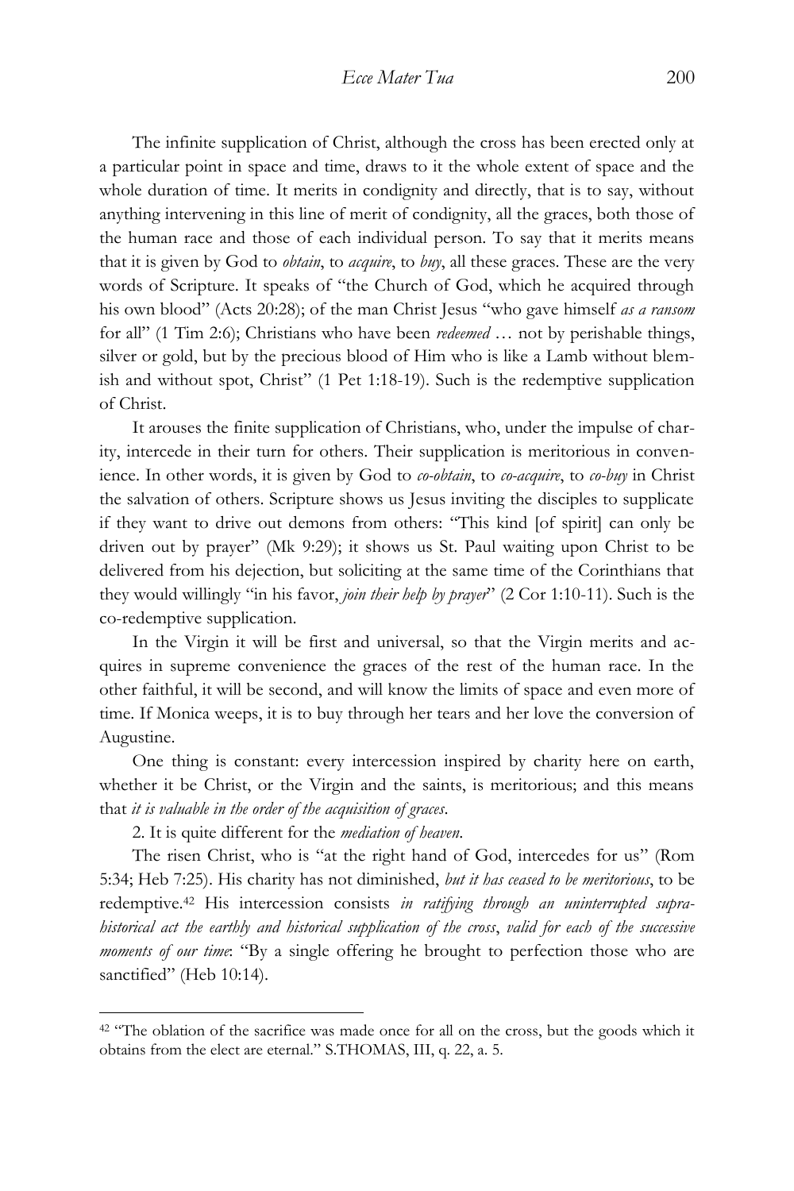The infinite supplication of Christ, although the cross has been erected only at a particular point in space and time, draws to it the whole extent of space and the whole duration of time. It merits in condignity and directly, that is to say, without anything intervening in this line of merit of condignity, all the graces, both those of the human race and those of each individual person. To say that it merits means that it is given by God to *obtain*, to *acquire*, to *buy*, all these graces. These are the very words of Scripture. It speaks of "the Church of God, which he acquired through his own blood" (Acts 20:28); of the man Christ Jesus "who gave himself *as a ransom* for all" (1 Tim 2:6); Christians who have been *redeemed* … not by perishable things, silver or gold, but by the precious blood of Him who is like a Lamb without blemish and without spot, Christ" (1 Pet 1:18-19). Such is the redemptive supplication of Christ.

It arouses the finite supplication of Christians, who, under the impulse of charity, intercede in their turn for others. Their supplication is meritorious in convenience. In other words, it is given by God to *co-obtain*, to *co-acquire*, to *co-buy* in Christ the salvation of others. Scripture shows us Jesus inviting the disciples to supplicate if they want to drive out demons from others: "This kind [of spirit] can only be driven out by prayer" (Mk 9:29); it shows us St. Paul waiting upon Christ to be delivered from his dejection, but soliciting at the same time of the Corinthians that they would willingly "in his favor, *join their help by prayer*" (2 Cor 1:10-11). Such is the co-redemptive supplication.

In the Virgin it will be first and universal, so that the Virgin merits and acquires in supreme convenience the graces of the rest of the human race. In the other faithful, it will be second, and will know the limits of space and even more of time. If Monica weeps, it is to buy through her tears and her love the conversion of Augustine.

One thing is constant: every intercession inspired by charity here on earth, whether it be Christ, or the Virgin and the saints, is meritorious; and this means that *it is valuable in the order of the acquisition of graces*.

2. It is quite different for the *mediation of heaven*.

The risen Christ, who is "at the right hand of God, intercedes for us" (Rom 5:34; Heb 7:25). His charity has not diminished, *but it has ceased to be meritorious*, to be redemptive.[42] His intercession consists *in ratifying through an uninterrupted supra-historical act the earthly and historical supplication of the cross*, *valid for each of the successive moments of our time*: "By a single offering he brought to perfection those who are sanctified" (Heb 10:14).

---

[42] "The oblation of the sacrifice was made once for all on the cross, but the goods which it obtains from the elect are eternal." S.THOMAS, III, q. 22, a. 5.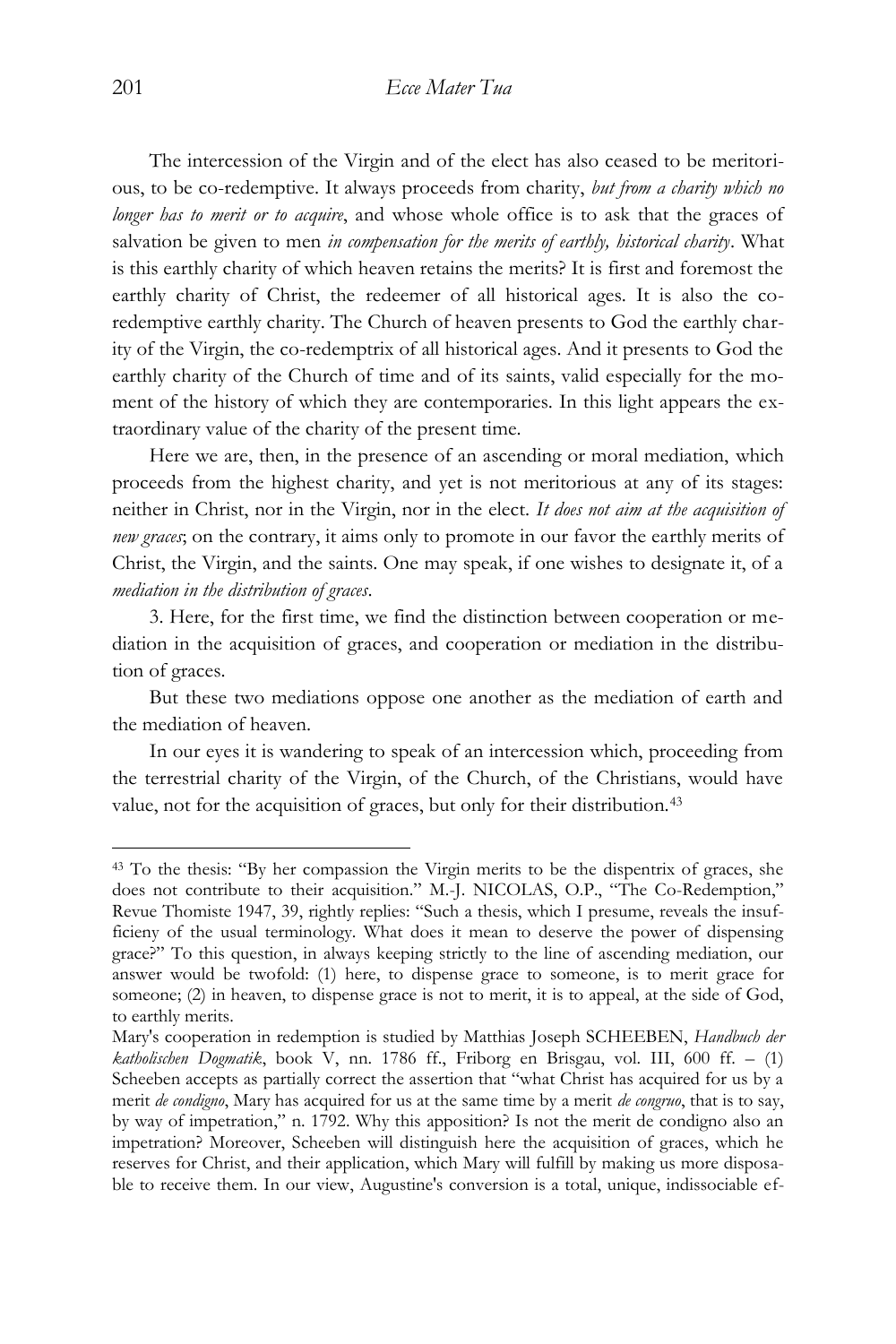The intercession of the Virgin and of the elect has also ceased to be meritorious, to be co-redemptive. It always proceeds from charity, *but from a charity which no longer has to merit or to acquire*, and whose whole office is to ask that the graces of salvation be given to men *in compensation for the merits of earthly, historical charity*. What is this earthly charity of which heaven retains the merits? It is first and foremost the earthly charity of Christ, the redeemer of all historical ages. It is also the co-redemptive earthly charity. The Church of heaven presents to God the earthly charity of the Virgin, the co-redemptrix of all historical ages. And it presents to God the earthly charity of the Church of time and of its saints, valid especially for the moment of the history of which they are contemporaries. In this light appears the extraordinary value of the charity of the present time.

Here we are, then, in the presence of an ascending or moral mediation, which proceeds from the highest charity, and yet is not meritorious at any of its stages: neither in Christ, nor in the Virgin, nor in the elect. *It does not aim at the acquisition of new graces*; on the contrary, it aims only to promote in our favor the earthly merits of Christ, the Virgin, and the saints. One may speak, if one wishes to designate it, of a *mediation in the distribution of graces*.

3. Here, for the first time, we find the distinction between cooperation or mediation in the acquisition of graces, and cooperation or mediation in the distribution of graces.

But these two mediations oppose one another as the mediation of earth and the mediation of heaven.

In our eyes it is wandering to speak of an intercession which, proceeding from the terrestrial charity of the Virgin, of the Church, of the Christians, would have value, not for the acquisition of graces, but only for their distribution.[43]

---

[43] To the thesis: "By her compassion the Virgin merits to be the dispentrix of graces, she does not contribute to their acquisition." M.-J. NICOLAS, O.P., "The Co-Redemption," Revue Thomiste 1947, 39, rightly replies: "Such a thesis, which I presume, reveals the insufficieny of the usual terminology. What does it mean to deserve the power of dispensing grace?" To this question, in always keeping strictly to the line of ascending mediation, our answer would be twofold: (1) here, to dispense grace to someone, is to merit grace for someone; (2) in heaven, to dispense grace is not to merit, it is to appeal, at the side of God, to earthly merits.

Mary's cooperation in redemption is studied by Matthias Joseph SCHEEBEN, *Handbuch der katholischen Dogmatik*, book V, nn. 1786 ff., Friborg en Brisgau, vol. III, 600 ff. – (1) Scheeben accepts as partially correct the assertion that "what Christ has acquired for us by a merit *de condigno*, Mary has acquired for us at the same time by a merit *de congruo*, that is to say, by way of impetration," n. 1792. Why this apposition? Is not the merit de condigno also an impetration? Moreover, Scheeben will distinguish here the acquisition of graces, which he reserves for Christ, and their application, which Mary will fulfill by making us more disposable to receive them. In our view, Augustine's conversion is a total, unique, indissociable ef-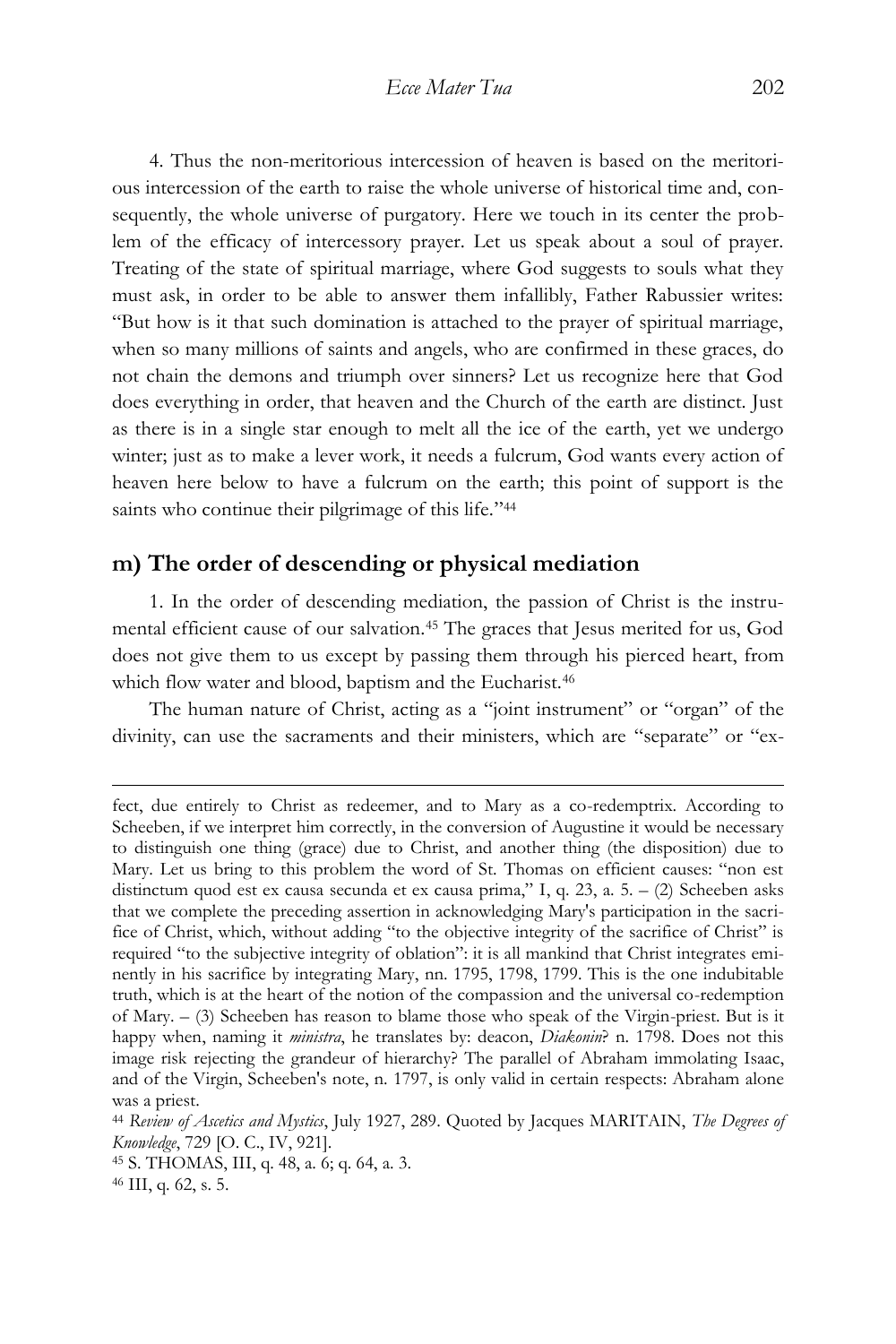4. Thus the non-meritorious intercession of heaven is based on the meritorious intercession of the earth to raise the whole universe of historical time and, consequently, the whole universe of purgatory. Here we touch in its center the problem of the efficacy of intercessory prayer. Let us speak about a soul of prayer. Treating of the state of spiritual marriage, where God suggests to souls what they must ask, in order to be able to answer them infallibly, Father Rabussier writes: "But how is it that such domination is attached to the prayer of spiritual marriage, when so many millions of saints and angels, who are confirmed in these graces, do not chain the demons and triumph over sinners? Let us recognize here that God does everything in order, that heaven and the Church of the earth are distinct. Just as there is in a single star enough to melt all the ice of the earth, yet we undergo winter; just as to make a lever work, it needs a fulcrum, God wants every action of heaven here below to have a fulcrum on the earth; this point of support is the saints who continue their pilgrimage of this life."[44]

## m) The order of descending or physical mediation

1. In the order of descending mediation, the passion of Christ is the instrumental efficient cause of our salvation.[45] The graces that Jesus merited for us, God does not give them to us except by passing them through his pierced heart, from which flow water and blood, baptism and the Eucharist.[46]

The human nature of Christ, acting as a "joint instrument" or "organ" of the divinity, can use the sacraments and their ministers, which are "separate" or "ex-

---

fect, due entirely to Christ as redeemer, and to Mary as a co-redemptrix. According to Scheeben, if we interpret him correctly, in the conversion of Augustine it would be necessary to distinguish one thing (grace) due to Christ, and another thing (the disposition) due to Mary. Let us bring to this problem the word of St. Thomas on efficient causes: "non est distinctum quod est ex causa secunda et ex causa prima," I, q. 23, a. 5. – (2) Scheeben asks that we complete the preceding assertion in acknowledging Mary's participation in the sacrifice of Christ, which, without adding "to the objective integrity of the sacrifice of Christ" is required "to the subjective integrity of oblation": it is all mankind that Christ integrates eminently in his sacrifice by integrating Mary, nn. 1795, 1798, 1799. This is the one indubitable truth, which is at the heart of the notion of the compassion and the universal co-redemption of Mary. – (3) Scheeben has reason to blame those who speak of the Virgin-priest. But is it happy when, naming it *ministra*, he translates by: deacon, *Diakonin*? n. 1798. Does not this image risk rejecting the grandeur of hierarchy? The parallel of Abraham immolating Isaac, and of the Virgin, Scheeben's note, n. 1797, is only valid in certain respects: Abraham alone was a priest.

[44] *Review of Ascetics and Mystics*, July 1927, 289. Quoted by Jacques MARITAIN, *The Degrees of Knowledge*, 729 [O. C., IV, 921].

[45] S. THOMAS, III, q. 48, a. 6; q. 64, a. 3.

[46] III, q. 62, s. 5.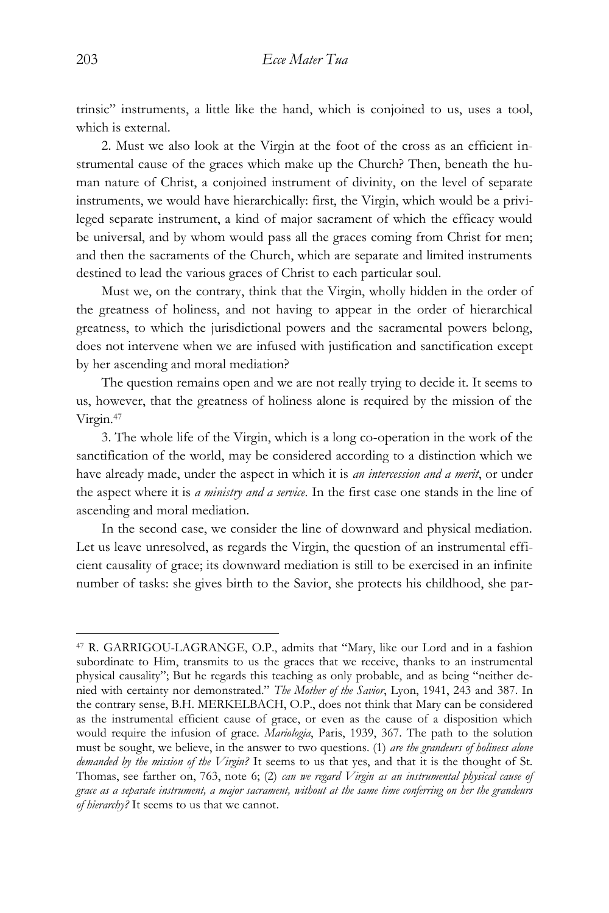trinsic" instruments, a little like the hand, which is conjoined to us, uses a tool, which is external.

2. Must we also look at the Virgin at the foot of the cross as an efficient instrumental cause of the graces which make up the Church? Then, beneath the human nature of Christ, a conjoined instrument of divinity, on the level of separate instruments, we would have hierarchically: first, the Virgin, which would be a privileged separate instrument, a kind of major sacrament of which the efficacy would be universal, and by whom would pass all the graces coming from Christ for men; and then the sacraments of the Church, which are separate and limited instruments destined to lead the various graces of Christ to each particular soul.

Must we, on the contrary, think that the Virgin, wholly hidden in the order of the greatness of holiness, and not having to appear in the order of hierarchical greatness, to which the jurisdictional powers and the sacramental powers belong, does not intervene when we are infused with justification and sanctification except by her ascending and moral mediation?

The question remains open and we are not really trying to decide it. It seems to us, however, that the greatness of holiness alone is required by the mission of the Virgin.[47]

3. The whole life of the Virgin, which is a long co-operation in the work of the sanctification of the world, may be considered according to a distinction which we have already made, under the aspect in which it is *an intercession and a merit*, or under the aspect where it is *a ministry and a service*. In the first case one stands in the line of ascending and moral mediation.

In the second case, we consider the line of downward and physical mediation. Let us leave unresolved, as regards the Virgin, the question of an instrumental efficient causality of grace; its downward mediation is still to be exercised in an infinite number of tasks: she gives birth to the Savior, she protects his childhood, she par-

---

[47] R. GARRIGOU-LAGRANGE, O.P., admits that "Mary, like our Lord and in a fashion subordinate to Him, transmits to us the graces that we receive, thanks to an instrumental physical causality"; But he regards this teaching as only probable, and as being "neither denied with certainty nor demonstrated." *The Mother of the Savior*, Lyon, 1941, 243 and 387. In the contrary sense, B.H. MERKELBACH, O.P., does not think that Mary can be considered as the instrumental efficient cause of grace, or even as the cause of a disposition which would require the infusion of grace. *Mariologia*, Paris, 1939, 367. The path to the solution must be sought, we believe, in the answer to two questions. (1) *are the grandeurs of holiness alone demanded by the mission of the Virgin?* It seems to us that yes, and that it is the thought of St. Thomas, see farther on, 763, note 6; (2) *can we regard Virgin as an instrumental physical cause of grace as a separate instrument, a major sacrament, without at the same time conferring on her the grandeurs of hierarchy?* It seems to us that we cannot.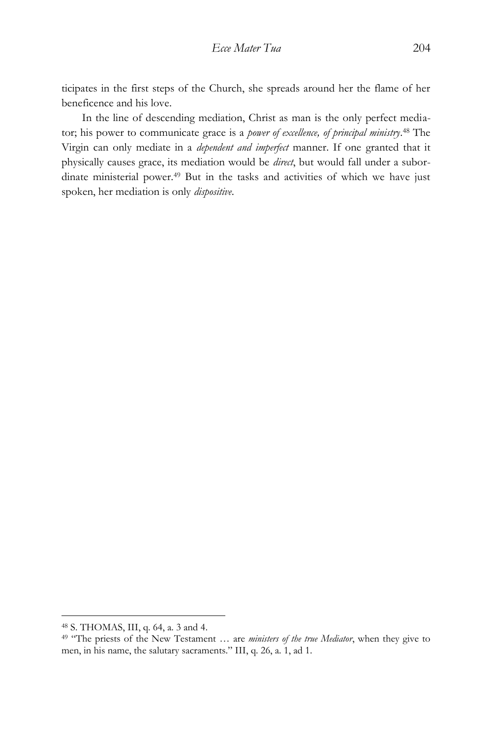ticipates in the first steps of the Church, she spreads around her the flame of her beneficence and his love.

In the line of descending mediation, Christ as man is the only perfect mediator; his power to communicate grace is a *power of excellence, of principal ministry*.[48] The Virgin can only mediate in a *dependent and imperfect* manner. If one granted that it physically causes grace, its mediation would be *direct*, but would fall under a subordinate ministerial power.[49] But in the tasks and activities of which we have just spoken, her mediation is only *dispositive*.

---

[48] S. THOMAS, III, q. 64, a. 3 and 4.

[49] "The priests of the New Testament … are *ministers of the true Mediator*, when they give to men, in his name, the salutary sacraments." III, q. 26, a. 1, ad 1.